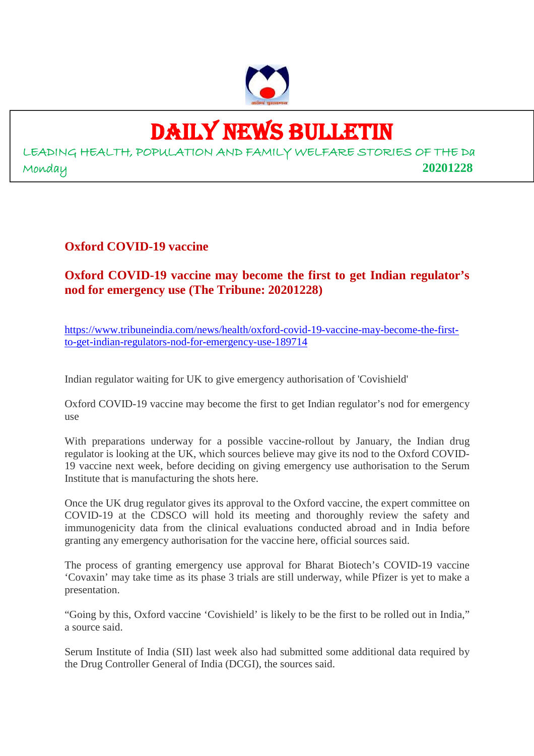# DAILY NEWS BULLETIN

LEADING HEALTH, POPULATION AND FAMILY WELFARE STORIES OF THE Da

Monday **20201228**

## Oxford COVID-19 vaccine

### Oxford COVID-19 vaccine may become the first to get Indian regulator's nod for emergency use (The Tribune: 20201228)

https://www.tribuneindia.com/news/health/oxford-covid-19-vaccine-may-become-the-first-to-get-indian-regulators-nod-for-emergency-use-189714

Indian regulator waiting for UK to give emergency authorisation of 'Covishield'

Oxford COVID-19 vaccine may become the first to get Indian regulator's nod for emergency use

With preparations underway for a possible vaccine-rollout by January, the Indian drug regulator is looking at the UK, which sources believe may give its nod to the Oxford COVID-19 vaccine next week, before deciding on giving emergency use authorisation to the Serum Institute that is manufacturing the shots here.

Once the UK drug regulator gives its approval to the Oxford vaccine, the expert committee on COVID-19 at the CDSCO will hold its meeting and thoroughly review the safety and immunogenicity data from the clinical evaluations conducted abroad and in India before granting any emergency authorisation for the vaccine here, official sources said.

The process of granting emergency use approval for Bharat Biotech's COVID-19 vaccine 'Covaxin' may take time as its phase 3 trials are still underway, while Pfizer is yet to make a presentation.

"Going by this, Oxford vaccine 'Covishield' is likely to be the first to be rolled out in India," a source said.

Serum Institute of India (SII) last week also had submitted some additional data required by the Drug Controller General of India (DCGI), the sources said.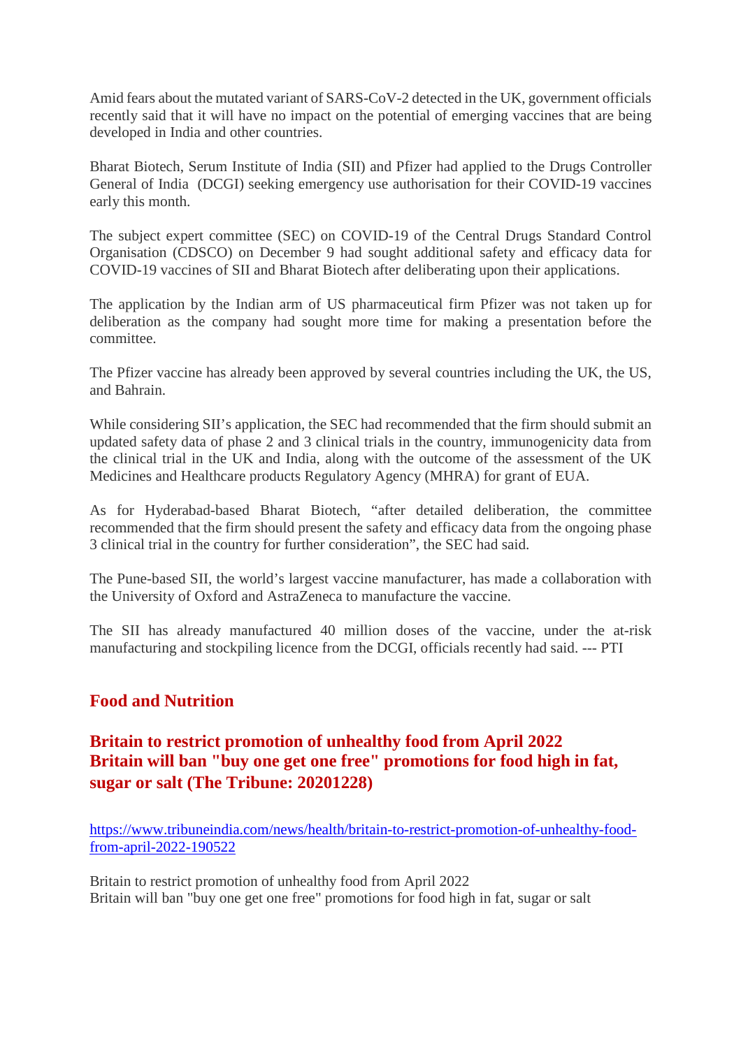Amid fears about the mutated variant of SARS-CoV-2 detected in the UK, government officials recently said that it will have no impact on the potential of emerging vaccines that are being developed in India and other countries.

Bharat Biotech, Serum Institute of India (SII) and Pfizer had applied to the Drugs Controller General of India (DCGI) seeking emergency use authorisation for their COVID-19 vaccines early this month.

The subject expert committee (SEC) on COVID-19 of the Central Drugs Standard Control Organisation (CDSCO) on December 9 had sought additional safety and efficacy data for COVID-19 vaccines of SII and Bharat Biotech after deliberating upon their applications.

The application by the Indian arm of US pharmaceutical firm Pfizer was not taken up for deliberation as the company had sought more time for making a presentation before the committee.

The Pfizer vaccine has already been approved by several countries including the UK, the US, and Bahrain.

While considering SII's application, the SEC had recommended that the firm should submit an updated safety data of phase 2 and 3 clinical trials in the country, immunogenicity data from the clinical trial in the UK and India, along with the outcome of the assessment of the UK Medicines and Healthcare products Regulatory Agency (MHRA) for grant of EUA.

As for Hyderabad-based Bharat Biotech, "after detailed deliberation, the committee recommended that the firm should present the safety and efficacy data from the ongoing phase 3 clinical trial in the country for further consideration", the SEC had said.

The Pune-based SII, the world's largest vaccine manufacturer, has made a collaboration with the University of Oxford and AstraZeneca to manufacture the vaccine.

The SII has already manufactured 40 million doses of the vaccine, under the at-risk manufacturing and stockpiling licence from the DCGI, officials recently had said. --- PTI

## Food and Nutrition

### Britain to restrict promotion of unhealthy food from April 2022 Britain will ban "buy one get one free" promotions for food high in fat, sugar or salt (The Tribune: 20201228)

https://www.tribuneindia.com/news/health/britain-to-restrict-promotion-of-unhealthy-food-from-april-2022-190522

Britain to restrict promotion of unhealthy food from April 2022
Britain will ban "buy one get one free" promotions for food high in fat, sugar or salt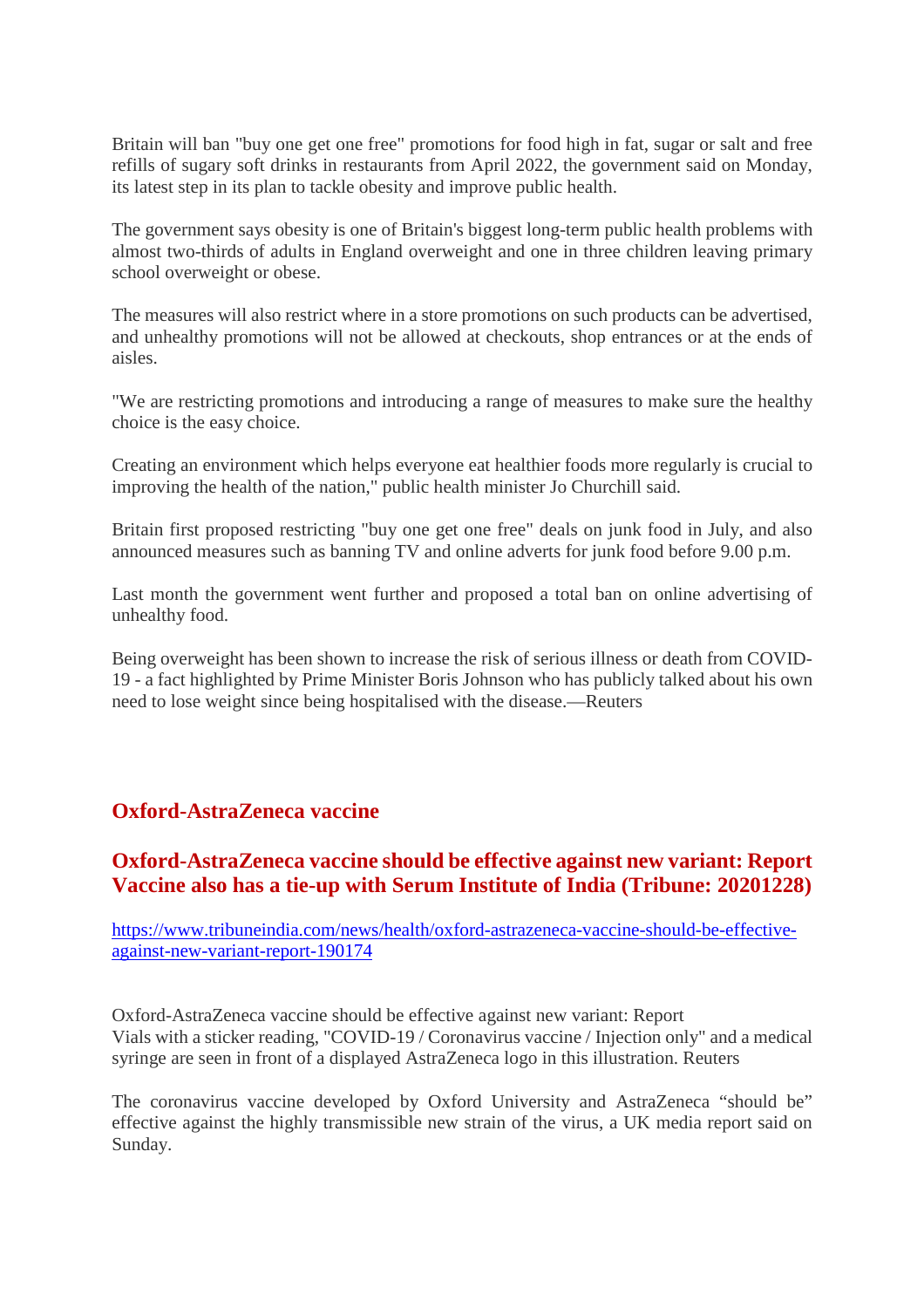Britain will ban "buy one get one free" promotions for food high in fat, sugar or salt and free refills of sugary soft drinks in restaurants from April 2022, the government said on Monday, its latest step in its plan to tackle obesity and improve public health.

The government says obesity is one of Britain's biggest long-term public health problems with almost two-thirds of adults in England overweight and one in three children leaving primary school overweight or obese.

The measures will also restrict where in a store promotions on such products can be advertised, and unhealthy promotions will not be allowed at checkouts, shop entrances or at the ends of aisles.

"We are restricting promotions and introducing a range of measures to make sure the healthy choice is the easy choice.

Creating an environment which helps everyone eat healthier foods more regularly is crucial to improving the health of the nation," public health minister Jo Churchill said.

Britain first proposed restricting "buy one get one free" deals on junk food in July, and also announced measures such as banning TV and online adverts for junk food before 9.00 p.m.

Last month the government went further and proposed a total ban on online advertising of unhealthy food.

Being overweight has been shown to increase the risk of serious illness or death from COVID-19 - a fact highlighted by Prime Minister Boris Johnson who has publicly talked about his own need to lose weight since being hospitalised with the disease.—Reuters

## Oxford-AstraZeneca vaccine

## Oxford-AstraZeneca vaccine should be effective against new variant: Report Vaccine also has a tie-up with Serum Institute of India (Tribune: 20201228)

https://www.tribuneindia.com/news/health/oxford-astrazeneca-vaccine-should-be-effective-against-new-variant-report-190174

Oxford-AstraZeneca vaccine should be effective against new variant: Report
Vials with a sticker reading, "COVID-19 / Coronavirus vaccine / Injection only" and a medical syringe are seen in front of a displayed AstraZeneca logo in this illustration. Reuters

The coronavirus vaccine developed by Oxford University and AstraZeneca "should be" effective against the highly transmissible new strain of the virus, a UK media report said on Sunday.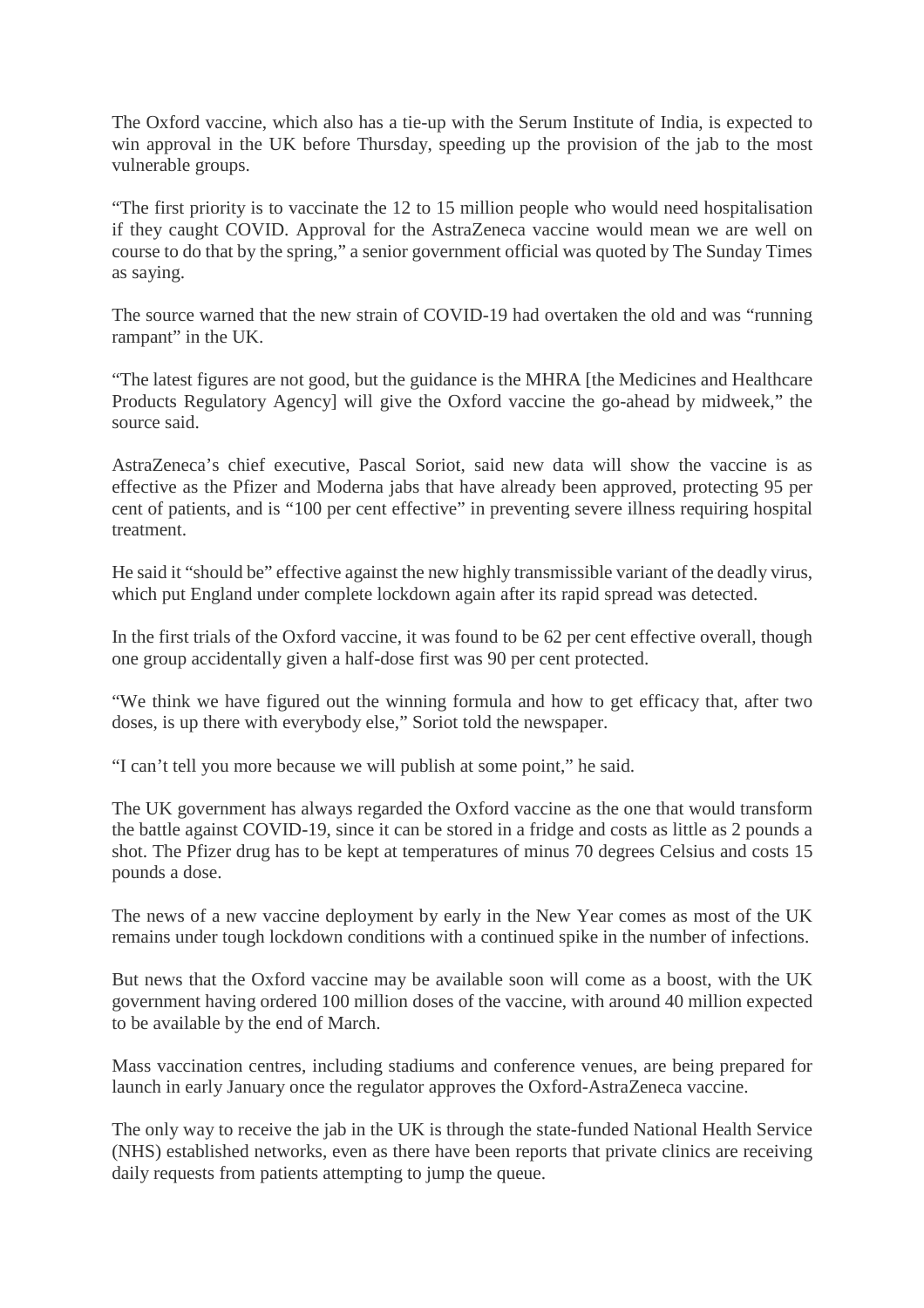The Oxford vaccine, which also has a tie-up with the Serum Institute of India, is expected to win approval in the UK before Thursday, speeding up the provision of the jab to the most vulnerable groups.

"The first priority is to vaccinate the 12 to 15 million people who would need hospitalisation if they caught COVID. Approval for the AstraZeneca vaccine would mean we are well on course to do that by the spring," a senior government official was quoted by The Sunday Times as saying.

The source warned that the new strain of COVID-19 had overtaken the old and was "running rampant" in the UK.

"The latest figures are not good, but the guidance is the MHRA [the Medicines and Healthcare Products Regulatory Agency] will give the Oxford vaccine the go-ahead by midweek," the source said.

AstraZeneca's chief executive, Pascal Soriot, said new data will show the vaccine is as effective as the Pfizer and Moderna jabs that have already been approved, protecting 95 per cent of patients, and is "100 per cent effective" in preventing severe illness requiring hospital treatment.

He said it "should be" effective against the new highly transmissible variant of the deadly virus, which put England under complete lockdown again after its rapid spread was detected.

In the first trials of the Oxford vaccine, it was found to be 62 per cent effective overall, though one group accidentally given a half-dose first was 90 per cent protected.

"We think we have figured out the winning formula and how to get efficacy that, after two doses, is up there with everybody else," Soriot told the newspaper.

"I can't tell you more because we will publish at some point," he said.

The UK government has always regarded the Oxford vaccine as the one that would transform the battle against COVID-19, since it can be stored in a fridge and costs as little as 2 pounds a shot. The Pfizer drug has to be kept at temperatures of minus 70 degrees Celsius and costs 15 pounds a dose.

The news of a new vaccine deployment by early in the New Year comes as most of the UK remains under tough lockdown conditions with a continued spike in the number of infections.

But news that the Oxford vaccine may be available soon will come as a boost, with the UK government having ordered 100 million doses of the vaccine, with around 40 million expected to be available by the end of March.

Mass vaccination centres, including stadiums and conference venues, are being prepared for launch in early January once the regulator approves the Oxford-AstraZeneca vaccine.

The only way to receive the jab in the UK is through the state-funded National Health Service (NHS) established networks, even as there have been reports that private clinics are receiving daily requests from patients attempting to jump the queue.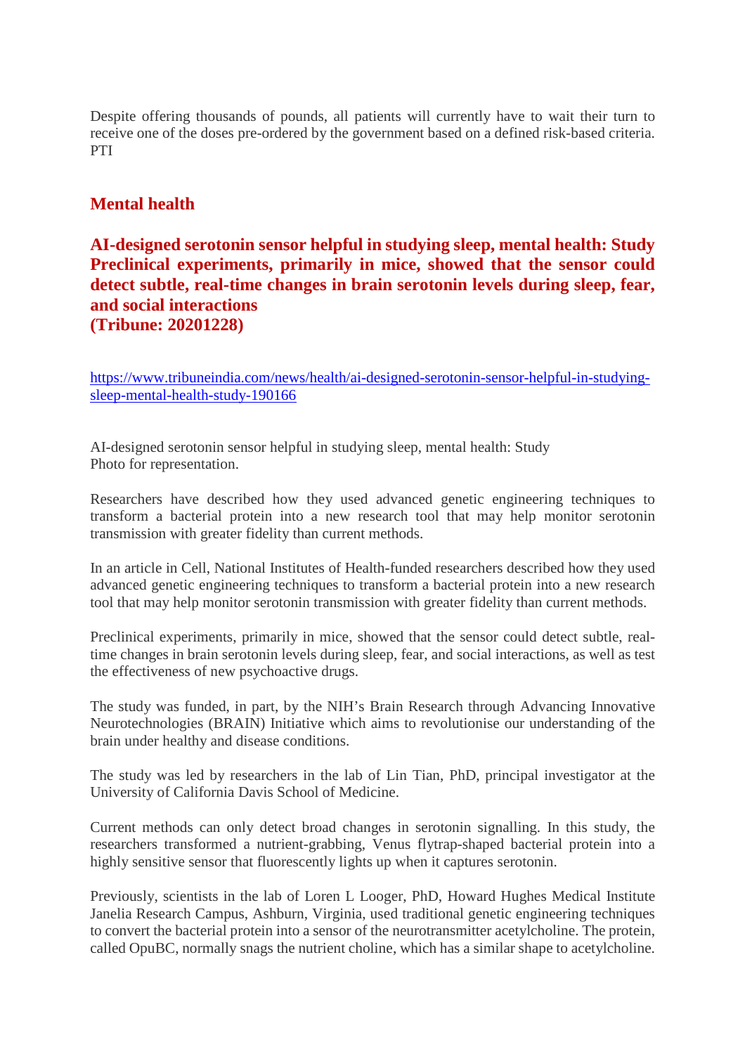Despite offering thousands of pounds, all patients will currently have to wait their turn to receive one of the doses pre-ordered by the government based on a defined risk-based criteria. PTI

## Mental health

### AI-designed serotonin sensor helpful in studying sleep, mental health: Study Preclinical experiments, primarily in mice, showed that the sensor could detect subtle, real-time changes in brain serotonin levels during sleep, fear, and social interactions (Tribune: 20201228)

https://www.tribuneindia.com/news/health/ai-designed-serotonin-sensor-helpful-in-studying-sleep-mental-health-study-190166

AI-designed serotonin sensor helpful in studying sleep, mental health: Study
Photo for representation.

Researchers have described how they used advanced genetic engineering techniques to transform a bacterial protein into a new research tool that may help monitor serotonin transmission with greater fidelity than current methods.

In an article in Cell, National Institutes of Health-funded researchers described how they used advanced genetic engineering techniques to transform a bacterial protein into a new research tool that may help monitor serotonin transmission with greater fidelity than current methods.

Preclinical experiments, primarily in mice, showed that the sensor could detect subtle, real-time changes in brain serotonin levels during sleep, fear, and social interactions, as well as test the effectiveness of new psychoactive drugs.

The study was funded, in part, by the NIH's Brain Research through Advancing Innovative Neurotechnologies (BRAIN) Initiative which aims to revolutionise our understanding of the brain under healthy and disease conditions.

The study was led by researchers in the lab of Lin Tian, PhD, principal investigator at the University of California Davis School of Medicine.

Current methods can only detect broad changes in serotonin signalling. In this study, the researchers transformed a nutrient-grabbing, Venus flytrap-shaped bacterial protein into a highly sensitive sensor that fluorescently lights up when it captures serotonin.

Previously, scientists in the lab of Loren L Looger, PhD, Howard Hughes Medical Institute Janelia Research Campus, Ashburn, Virginia, used traditional genetic engineering techniques to convert the bacterial protein into a sensor of the neurotransmitter acetylcholine. The protein, called OpuBC, normally snags the nutrient choline, which has a similar shape to acetylcholine.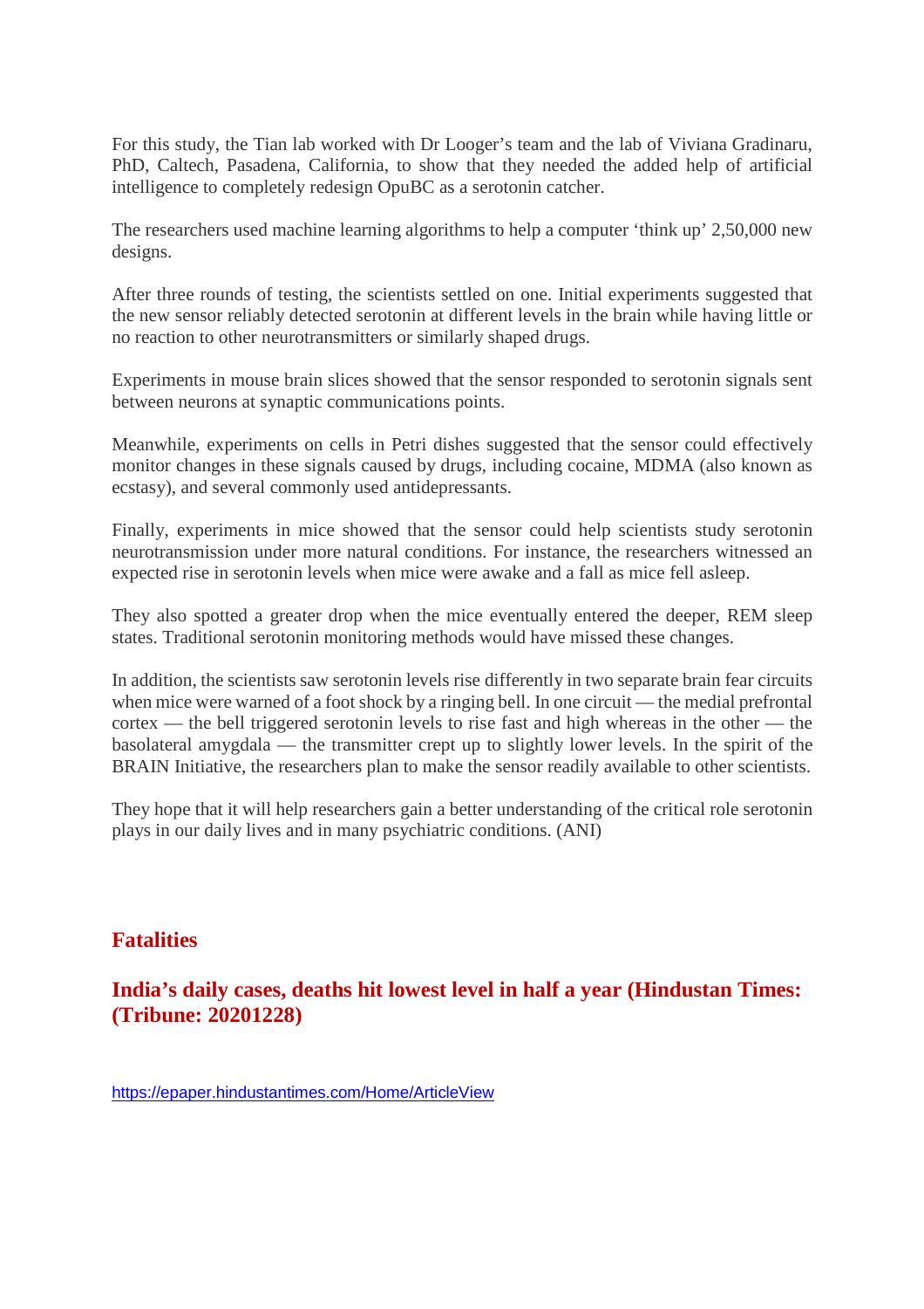For this study, the Tian lab worked with Dr Looger's team and the lab of Viviana Gradinaru, PhD, Caltech, Pasadena, California, to show that they needed the added help of artificial intelligence to completely redesign OpuBC as a serotonin catcher.

The researchers used machine learning algorithms to help a computer 'think up' 2,50,000 new designs.

After three rounds of testing, the scientists settled on one. Initial experiments suggested that the new sensor reliably detected serotonin at different levels in the brain while having little or no reaction to other neurotransmitters or similarly shaped drugs.

Experiments in mouse brain slices showed that the sensor responded to serotonin signals sent between neurons at synaptic communications points.

Meanwhile, experiments on cells in Petri dishes suggested that the sensor could effectively monitor changes in these signals caused by drugs, including cocaine, MDMA (also known as ecstasy), and several commonly used antidepressants.

Finally, experiments in mice showed that the sensor could help scientists study serotonin neurotransmission under more natural conditions. For instance, the researchers witnessed an expected rise in serotonin levels when mice were awake and a fall as mice fell asleep.

They also spotted a greater drop when the mice eventually entered the deeper, REM sleep states. Traditional serotonin monitoring methods would have missed these changes.

In addition, the scientists saw serotonin levels rise differently in two separate brain fear circuits when mice were warned of a foot shock by a ringing bell. In one circuit — the medial prefrontal cortex — the bell triggered serotonin levels to rise fast and high whereas in the other — the basolateral amygdala — the transmitter crept up to slightly lower levels. In the spirit of the BRAIN Initiative, the researchers plan to make the sensor readily available to other scientists.

They hope that it will help researchers gain a better understanding of the critical role serotonin plays in our daily lives and in many psychiatric conditions. (ANI)

## Fatalities

### India's daily cases, deaths hit lowest level in half a year (Hindustan Times: (Tribune: 20201228)

https://epaper.hindustantimes.com/Home/ArticleView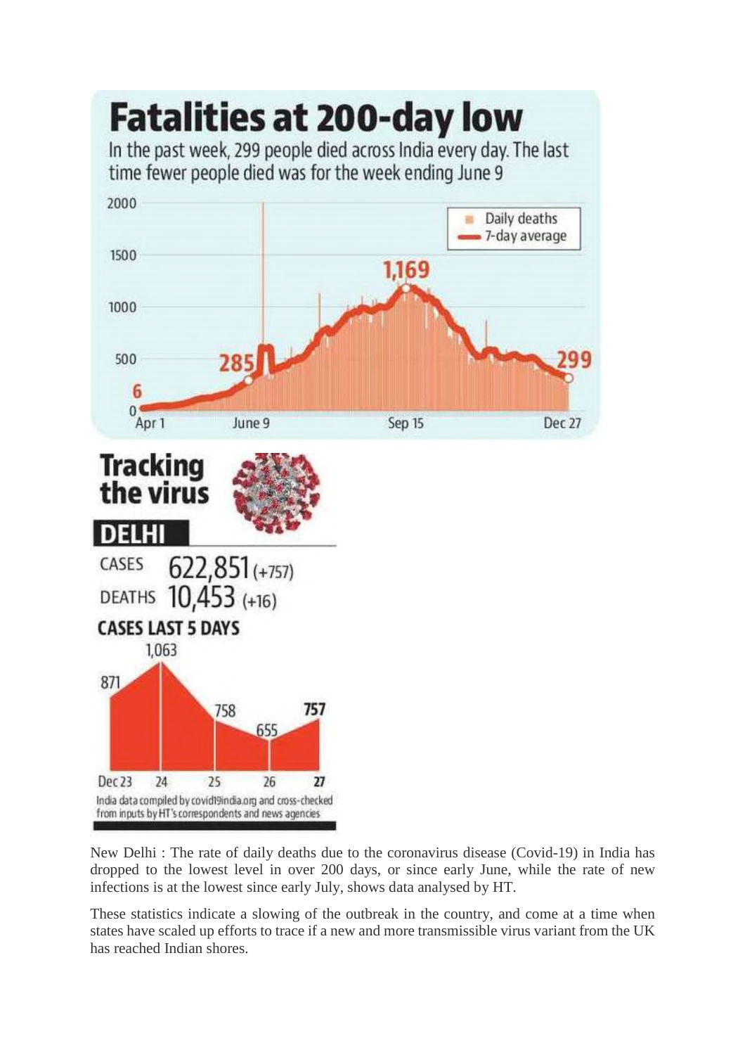# Fatalities at 200-day low

In the past week, 299 people died across India every day. The last time fewer people died was for the week ending June 9

2000
1500
1000
500
0

Daily deaths
7-day average

6
285
1,169
299

Apr 1 | June 9 | Sep 15 | Dec 27

## Tracking the virus

### DELHI

CASES 622,851 (+757)

DEATHS 10,453 (+16)

**CASES LAST 5 DAYS**

| Dec 23 | 24 | 25 | 26 | 27 |
|---|---|---|---|---|
| 871 | 1,063 | 758 | 655 | 757 |

India data compiled by covid19india.org and cross-checked from inputs by HT's correspondents and news agencies

New Delhi : The rate of daily deaths due to the coronavirus disease (Covid-19) in India has dropped to the lowest level in over 200 days, or since early June, while the rate of new infections is at the lowest since early July, shows data analysed by HT.

These statistics indicate a slowing of the outbreak in the country, and come at a time when states have scaled up efforts to trace if a new and more transmissible virus variant from the UK has reached Indian shores.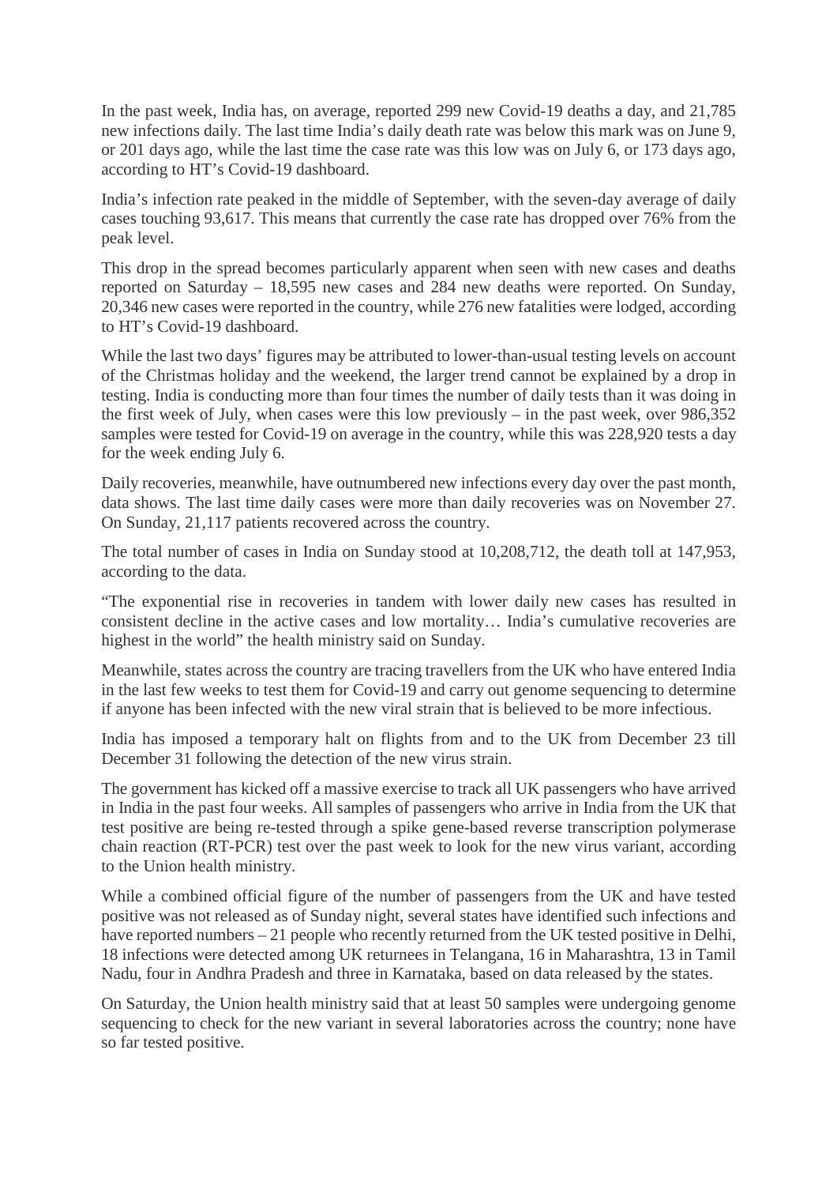In the past week, India has, on average, reported 299 new Covid-19 deaths a day, and 21,785 new infections daily. The last time India's daily death rate was below this mark was on June 9, or 201 days ago, while the last time the case rate was this low was on July 6, or 173 days ago, according to HT's Covid-19 dashboard.

India's infection rate peaked in the middle of September, with the seven-day average of daily cases touching 93,617. This means that currently the case rate has dropped over 76% from the peak level.

This drop in the spread becomes particularly apparent when seen with new cases and deaths reported on Saturday – 18,595 new cases and 284 new deaths were reported. On Sunday, 20,346 new cases were reported in the country, while 276 new fatalities were lodged, according to HT's Covid-19 dashboard.

While the last two days' figures may be attributed to lower-than-usual testing levels on account of the Christmas holiday and the weekend, the larger trend cannot be explained by a drop in testing. India is conducting more than four times the number of daily tests than it was doing in the first week of July, when cases were this low previously – in the past week, over 986,352 samples were tested for Covid-19 on average in the country, while this was 228,920 tests a day for the week ending July 6.

Daily recoveries, meanwhile, have outnumbered new infections every day over the past month, data shows. The last time daily cases were more than daily recoveries was on November 27. On Sunday, 21,117 patients recovered across the country.

The total number of cases in India on Sunday stood at 10,208,712, the death toll at 147,953, according to the data.

"The exponential rise in recoveries in tandem with lower daily new cases has resulted in consistent decline in the active cases and low mortality… India's cumulative recoveries are highest in the world" the health ministry said on Sunday.

Meanwhile, states across the country are tracing travellers from the UK who have entered India in the last few weeks to test them for Covid-19 and carry out genome sequencing to determine if anyone has been infected with the new viral strain that is believed to be more infectious.

India has imposed a temporary halt on flights from and to the UK from December 23 till December 31 following the detection of the new virus strain.

The government has kicked off a massive exercise to track all UK passengers who have arrived in India in the past four weeks. All samples of passengers who arrive in India from the UK that test positive are being re-tested through a spike gene-based reverse transcription polymerase chain reaction (RT-PCR) test over the past week to look for the new virus variant, according to the Union health ministry.

While a combined official figure of the number of passengers from the UK and have tested positive was not released as of Sunday night, several states have identified such infections and have reported numbers – 21 people who recently returned from the UK tested positive in Delhi, 18 infections were detected among UK returnees in Telangana, 16 in Maharashtra, 13 in Tamil Nadu, four in Andhra Pradesh and three in Karnataka, based on data released by the states.

On Saturday, the Union health ministry said that at least 50 samples were undergoing genome sequencing to check for the new variant in several laboratories across the country; none have so far tested positive.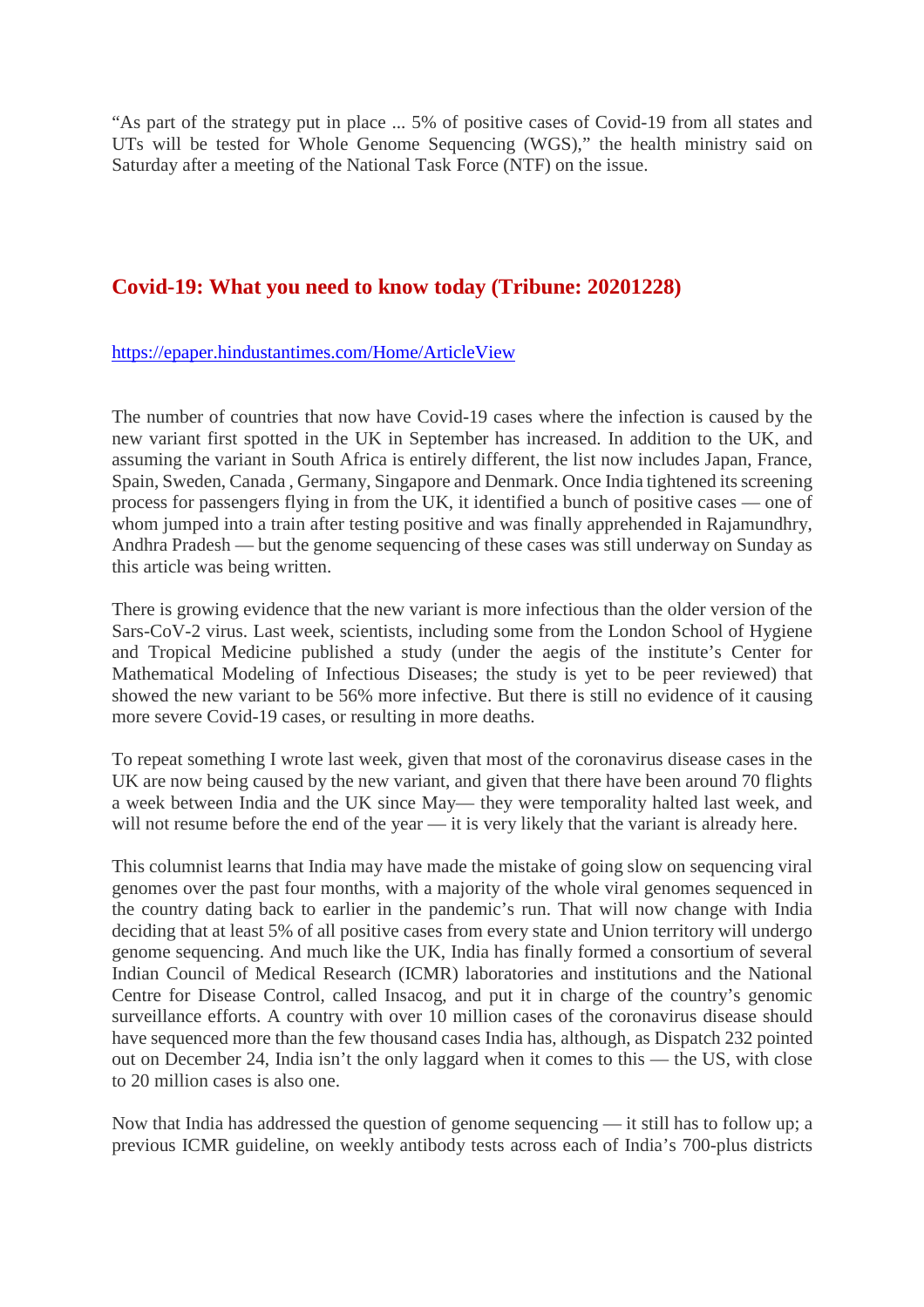"As part of the strategy put in place ... 5% of positive cases of Covid-19 from all states and UTs will be tested for Whole Genome Sequencing (WGS)," the health ministry said on Saturday after a meeting of the National Task Force (NTF) on the issue.

## Covid-19: What you need to know today (Tribune: 20201228)

https://epaper.hindustantimes.com/Home/ArticleView

The number of countries that now have Covid-19 cases where the infection is caused by the new variant first spotted in the UK in September has increased. In addition to the UK, and assuming the variant in South Africa is entirely different, the list now includes Japan, France, Spain, Sweden, Canada , Germany, Singapore and Denmark. Once India tightened its screening process for passengers flying in from the UK, it identified a bunch of positive cases — one of whom jumped into a train after testing positive and was finally apprehended in Rajamundhry, Andhra Pradesh — but the genome sequencing of these cases was still underway on Sunday as this article was being written.

There is growing evidence that the new variant is more infectious than the older version of the Sars-CoV-2 virus. Last week, scientists, including some from the London School of Hygiene and Tropical Medicine published a study (under the aegis of the institute's Center for Mathematical Modeling of Infectious Diseases; the study is yet to be peer reviewed) that showed the new variant to be 56% more infective. But there is still no evidence of it causing more severe Covid-19 cases, or resulting in more deaths.

To repeat something I wrote last week, given that most of the coronavirus disease cases in the UK are now being caused by the new variant, and given that there have been around 70 flights a week between India and the UK since May— they were temporality halted last week, and will not resume before the end of the year — it is very likely that the variant is already here.

This columnist learns that India may have made the mistake of going slow on sequencing viral genomes over the past four months, with a majority of the whole viral genomes sequenced in the country dating back to earlier in the pandemic's run. That will now change with India deciding that at least 5% of all positive cases from every state and Union territory will undergo genome sequencing. And much like the UK, India has finally formed a consortium of several Indian Council of Medical Research (ICMR) laboratories and institutions and the National Centre for Disease Control, called Insacog, and put it in charge of the country's genomic surveillance efforts. A country with over 10 million cases of the coronavirus disease should have sequenced more than the few thousand cases India has, although, as Dispatch 232 pointed out on December 24, India isn't the only laggard when it comes to this — the US, with close to 20 million cases is also one.

Now that India has addressed the question of genome sequencing — it still has to follow up; a previous ICMR guideline, on weekly antibody tests across each of India's 700-plus districts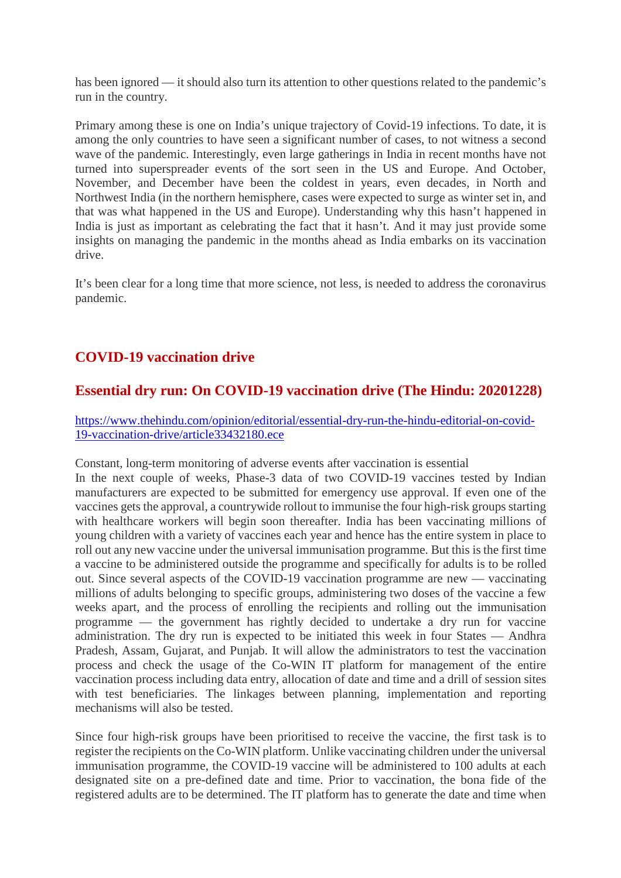has been ignored — it should also turn its attention to other questions related to the pandemic's run in the country.

Primary among these is one on India's unique trajectory of Covid-19 infections. To date, it is among the only countries to have seen a significant number of cases, to not witness a second wave of the pandemic. Interestingly, even large gatherings in India in recent months have not turned into superspreader events of the sort seen in the US and Europe. And October, November, and December have been the coldest in years, even decades, in North and Northwest India (in the northern hemisphere, cases were expected to surge as winter set in, and that was what happened in the US and Europe). Understanding why this hasn't happened in India is just as important as celebrating the fact that it hasn't. And it may just provide some insights on managing the pandemic in the months ahead as India embarks on its vaccination drive.

It's been clear for a long time that more science, not less, is needed to address the coronavirus pandemic.

## COVID-19 vaccination drive

### Essential dry run: On COVID-19 vaccination drive (The Hindu: 20201228)

https://www.thehindu.com/opinion/editorial/essential-dry-run-the-hindu-editorial-on-covid-19-vaccination-drive/article33432180.ece

Constant, long-term monitoring of adverse events after vaccination is essential
In the next couple of weeks, Phase-3 data of two COVID-19 vaccines tested by Indian manufacturers are expected to be submitted for emergency use approval. If even one of the vaccines gets the approval, a countrywide rollout to immunise the four high-risk groups starting with healthcare workers will begin soon thereafter. India has been vaccinating millions of young children with a variety of vaccines each year and hence has the entire system in place to roll out any new vaccine under the universal immunisation programme. But this is the first time a vaccine to be administered outside the programme and specifically for adults is to be rolled out. Since several aspects of the COVID-19 vaccination programme are new — vaccinating millions of adults belonging to specific groups, administering two doses of the vaccine a few weeks apart, and the process of enrolling the recipients and rolling out the immunisation programme — the government has rightly decided to undertake a dry run for vaccine administration. The dry run is expected to be initiated this week in four States — Andhra Pradesh, Assam, Gujarat, and Punjab. It will allow the administrators to test the vaccination process and check the usage of the Co-WIN IT platform for management of the entire vaccination process including data entry, allocation of date and time and a drill of session sites with test beneficiaries. The linkages between planning, implementation and reporting mechanisms will also be tested.

Since four high-risk groups have been prioritised to receive the vaccine, the first task is to register the recipients on the Co-WIN platform. Unlike vaccinating children under the universal immunisation programme, the COVID-19 vaccine will be administered to 100 adults at each designated site on a pre-defined date and time. Prior to vaccination, the bona fide of the registered adults are to be determined. The IT platform has to generate the date and time when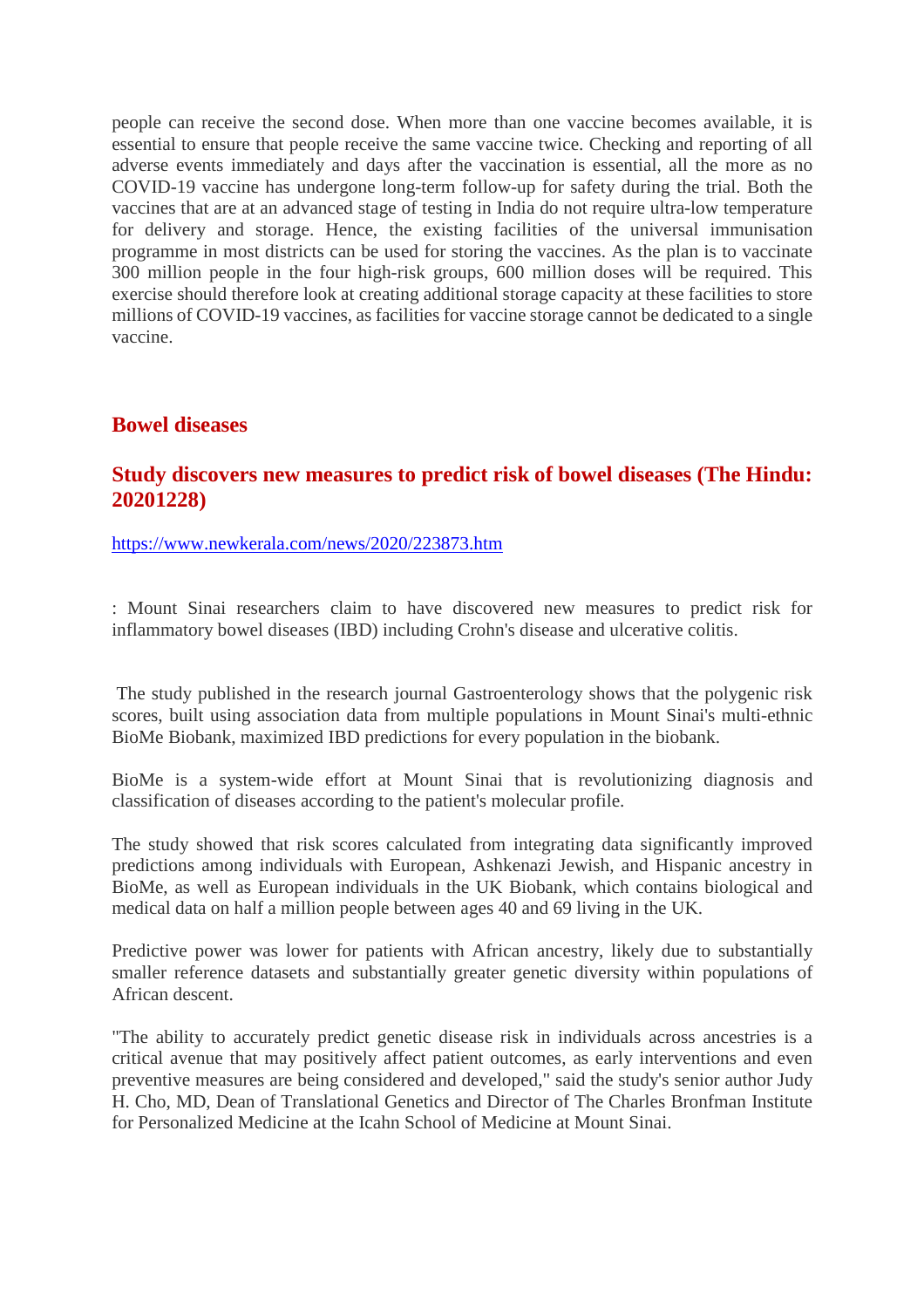people can receive the second dose. When more than one vaccine becomes available, it is essential to ensure that people receive the same vaccine twice. Checking and reporting of all adverse events immediately and days after the vaccination is essential, all the more as no COVID-19 vaccine has undergone long-term follow-up for safety during the trial. Both the vaccines that are at an advanced stage of testing in India do not require ultra-low temperature for delivery and storage. Hence, the existing facilities of the universal immunisation programme in most districts can be used for storing the vaccines. As the plan is to vaccinate 300 million people in the four high-risk groups, 600 million doses will be required. This exercise should therefore look at creating additional storage capacity at these facilities to store millions of COVID-19 vaccines, as facilities for vaccine storage cannot be dedicated to a single vaccine.

## Bowel diseases

### Study discovers new measures to predict risk of bowel diseases (The Hindu: 20201228)

https://www.newkerala.com/news/2020/223873.htm

: Mount Sinai researchers claim to have discovered new measures to predict risk for inflammatory bowel diseases (IBD) including Crohn's disease and ulcerative colitis.

The study published in the research journal Gastroenterology shows that the polygenic risk scores, built using association data from multiple populations in Mount Sinai's multi-ethnic BioMe Biobank, maximized IBD predictions for every population in the biobank.

BioMe is a system-wide effort at Mount Sinai that is revolutionizing diagnosis and classification of diseases according to the patient's molecular profile.

The study showed that risk scores calculated from integrating data significantly improved predictions among individuals with European, Ashkenazi Jewish, and Hispanic ancestry in BioMe, as well as European individuals in the UK Biobank, which contains biological and medical data on half a million people between ages 40 and 69 living in the UK.

Predictive power was lower for patients with African ancestry, likely due to substantially smaller reference datasets and substantially greater genetic diversity within populations of African descent.

"The ability to accurately predict genetic disease risk in individuals across ancestries is a critical avenue that may positively affect patient outcomes, as early interventions and even preventive measures are being considered and developed," said the study's senior author Judy H. Cho, MD, Dean of Translational Genetics and Director of The Charles Bronfman Institute for Personalized Medicine at the Icahn School of Medicine at Mount Sinai.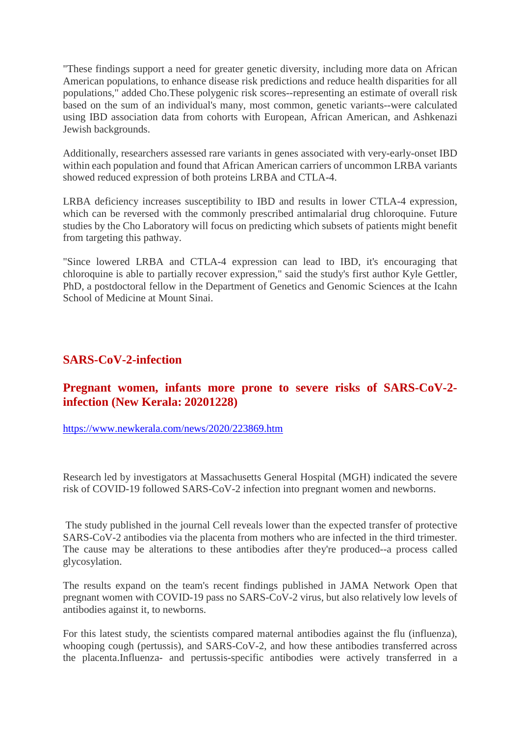"These findings support a need for greater genetic diversity, including more data on African American populations, to enhance disease risk predictions and reduce health disparities for all populations," added Cho.These polygenic risk scores--representing an estimate of overall risk based on the sum of an individual's many, most common, genetic variants--were calculated using IBD association data from cohorts with European, African American, and Ashkenazi Jewish backgrounds.

Additionally, researchers assessed rare variants in genes associated with very-early-onset IBD within each population and found that African American carriers of uncommon LRBA variants showed reduced expression of both proteins LRBA and CTLA-4.

LRBA deficiency increases susceptibility to IBD and results in lower CTLA-4 expression, which can be reversed with the commonly prescribed antimalarial drug chloroquine. Future studies by the Cho Laboratory will focus on predicting which subsets of patients might benefit from targeting this pathway.

"Since lowered LRBA and CTLA-4 expression can lead to IBD, it's encouraging that chloroquine is able to partially recover expression," said the study's first author Kyle Gettler, PhD, a postdoctoral fellow in the Department of Genetics and Genomic Sciences at the Icahn School of Medicine at Mount Sinai.

## SARS-CoV-2-infection

### Pregnant women, infants more prone to severe risks of SARS-CoV-2-infection (New Kerala: 20201228)

https://www.newkerala.com/news/2020/223869.htm

Research led by investigators at Massachusetts General Hospital (MGH) indicated the severe risk of COVID-19 followed SARS-CoV-2 infection into pregnant women and newborns.

The study published in the journal Cell reveals lower than the expected transfer of protective SARS-CoV-2 antibodies via the placenta from mothers who are infected in the third trimester. The cause may be alterations to these antibodies after they're produced--a process called glycosylation.

The results expand on the team's recent findings published in JAMA Network Open that pregnant women with COVID-19 pass no SARS-CoV-2 virus, but also relatively low levels of antibodies against it, to newborns.

For this latest study, the scientists compared maternal antibodies against the flu (influenza), whooping cough (pertussis), and SARS-CoV-2, and how these antibodies transferred across the placenta.Influenza- and pertussis-specific antibodies were actively transferred in a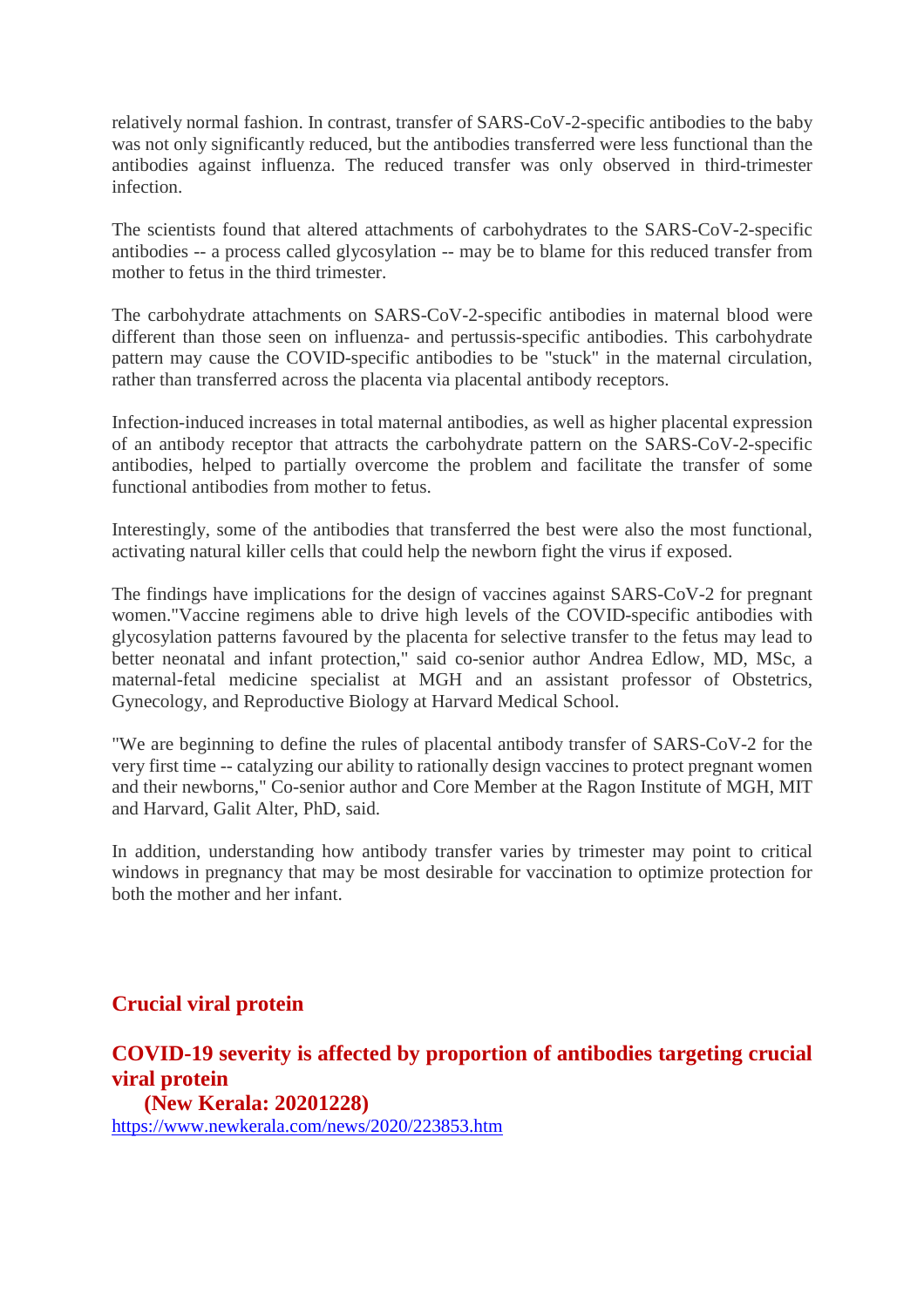relatively normal fashion. In contrast, transfer of SARS-CoV-2-specific antibodies to the baby was not only significantly reduced, but the antibodies transferred were less functional than the antibodies against influenza. The reduced transfer was only observed in third-trimester infection.

The scientists found that altered attachments of carbohydrates to the SARS-CoV-2-specific antibodies -- a process called glycosylation -- may be to blame for this reduced transfer from mother to fetus in the third trimester.

The carbohydrate attachments on SARS-CoV-2-specific antibodies in maternal blood were different than those seen on influenza- and pertussis-specific antibodies. This carbohydrate pattern may cause the COVID-specific antibodies to be "stuck" in the maternal circulation, rather than transferred across the placenta via placental antibody receptors.

Infection-induced increases in total maternal antibodies, as well as higher placental expression of an antibody receptor that attracts the carbohydrate pattern on the SARS-CoV-2-specific antibodies, helped to partially overcome the problem and facilitate the transfer of some functional antibodies from mother to fetus.

Interestingly, some of the antibodies that transferred the best were also the most functional, activating natural killer cells that could help the newborn fight the virus if exposed.

The findings have implications for the design of vaccines against SARS-CoV-2 for pregnant women."Vaccine regimens able to drive high levels of the COVID-specific antibodies with glycosylation patterns favoured by the placenta for selective transfer to the fetus may lead to better neonatal and infant protection," said co-senior author Andrea Edlow, MD, MSc, a maternal-fetal medicine specialist at MGH and an assistant professor of Obstetrics, Gynecology, and Reproductive Biology at Harvard Medical School.

"We are beginning to define the rules of placental antibody transfer of SARS-CoV-2 for the very first time -- catalyzing our ability to rationally design vaccines to protect pregnant women and their newborns," Co-senior author and Core Member at the Ragon Institute of MGH, MIT and Harvard, Galit Alter, PhD, said.

In addition, understanding how antibody transfer varies by trimester may point to critical windows in pregnancy that may be most desirable for vaccination to optimize protection for both the mother and her infant.

## Crucial viral protein

## COVID-19 severity is affected by proportion of antibodies targeting crucial viral protein

**(New Kerala: 20201228)**

https://www.newkerala.com/news/2020/223853.htm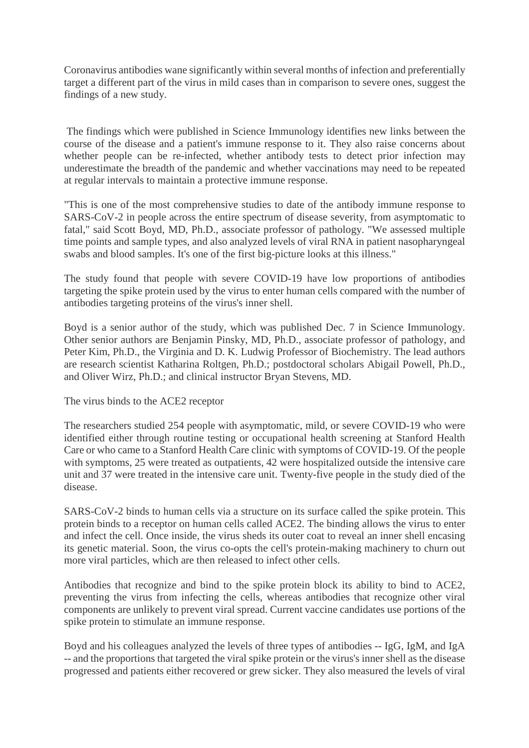Coronavirus antibodies wane significantly within several months of infection and preferentially target a different part of the virus in mild cases than in comparison to severe ones, suggest the findings of a new study.

The findings which were published in Science Immunology identifies new links between the course of the disease and a patient's immune response to it. They also raise concerns about whether people can be re-infected, whether antibody tests to detect prior infection may underestimate the breadth of the pandemic and whether vaccinations may need to be repeated at regular intervals to maintain a protective immune response.

"This is one of the most comprehensive studies to date of the antibody immune response to SARS-CoV-2 in people across the entire spectrum of disease severity, from asymptomatic to fatal," said Scott Boyd, MD, Ph.D., associate professor of pathology. "We assessed multiple time points and sample types, and also analyzed levels of viral RNA in patient nasopharyngeal swabs and blood samples. It's one of the first big-picture looks at this illness."

The study found that people with severe COVID-19 have low proportions of antibodies targeting the spike protein used by the virus to enter human cells compared with the number of antibodies targeting proteins of the virus's inner shell.

Boyd is a senior author of the study, which was published Dec. 7 in Science Immunology. Other senior authors are Benjamin Pinsky, MD, Ph.D., associate professor of pathology, and Peter Kim, Ph.D., the Virginia and D. K. Ludwig Professor of Biochemistry. The lead authors are research scientist Katharina Roltgen, Ph.D.; postdoctoral scholars Abigail Powell, Ph.D., and Oliver Wirz, Ph.D.; and clinical instructor Bryan Stevens, MD.

The virus binds to the ACE2 receptor

The researchers studied 254 people with asymptomatic, mild, or severe COVID-19 who were identified either through routine testing or occupational health screening at Stanford Health Care or who came to a Stanford Health Care clinic with symptoms of COVID-19. Of the people with symptoms, 25 were treated as outpatients, 42 were hospitalized outside the intensive care unit and 37 were treated in the intensive care unit. Twenty-five people in the study died of the disease.

SARS-CoV-2 binds to human cells via a structure on its surface called the spike protein. This protein binds to a receptor on human cells called ACE2. The binding allows the virus to enter and infect the cell. Once inside, the virus sheds its outer coat to reveal an inner shell encasing its genetic material. Soon, the virus co-opts the cell's protein-making machinery to churn out more viral particles, which are then released to infect other cells.

Antibodies that recognize and bind to the spike protein block its ability to bind to ACE2, preventing the virus from infecting the cells, whereas antibodies that recognize other viral components are unlikely to prevent viral spread. Current vaccine candidates use portions of the spike protein to stimulate an immune response.

Boyd and his colleagues analyzed the levels of three types of antibodies -- IgG, IgM, and IgA -- and the proportions that targeted the viral spike protein or the virus's inner shell as the disease progressed and patients either recovered or grew sicker. They also measured the levels of viral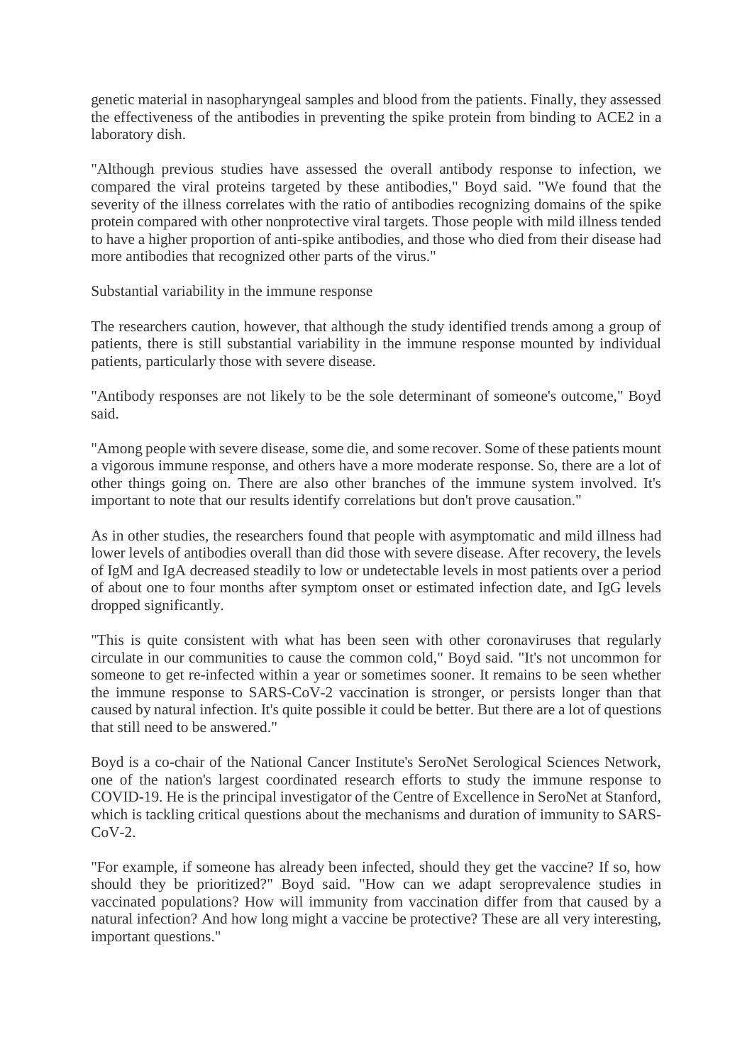genetic material in nasopharyngeal samples and blood from the patients. Finally, they assessed the effectiveness of the antibodies in preventing the spike protein from binding to ACE2 in a laboratory dish.

"Although previous studies have assessed the overall antibody response to infection, we compared the viral proteins targeted by these antibodies," Boyd said. "We found that the severity of the illness correlates with the ratio of antibodies recognizing domains of the spike protein compared with other nonprotective viral targets. Those people with mild illness tended to have a higher proportion of anti-spike antibodies, and those who died from their disease had more antibodies that recognized other parts of the virus."

## Substantial variability in the immune response

The researchers caution, however, that although the study identified trends among a group of patients, there is still substantial variability in the immune response mounted by individual patients, particularly those with severe disease.

"Antibody responses are not likely to be the sole determinant of someone's outcome," Boyd said.

"Among people with severe disease, some die, and some recover. Some of these patients mount a vigorous immune response, and others have a more moderate response. So, there are a lot of other things going on. There are also other branches of the immune system involved. It's important to note that our results identify correlations but don't prove causation."

As in other studies, the researchers found that people with asymptomatic and mild illness had lower levels of antibodies overall than did those with severe disease. After recovery, the levels of IgM and IgA decreased steadily to low or undetectable levels in most patients over a period of about one to four months after symptom onset or estimated infection date, and IgG levels dropped significantly.

"This is quite consistent with what has been seen with other coronaviruses that regularly circulate in our communities to cause the common cold," Boyd said. "It's not uncommon for someone to get re-infected within a year or sometimes sooner. It remains to be seen whether the immune response to SARS-CoV-2 vaccination is stronger, or persists longer than that caused by natural infection. It's quite possible it could be better. But there are a lot of questions that still need to be answered."

Boyd is a co-chair of the National Cancer Institute's SeroNet Serological Sciences Network, one of the nation's largest coordinated research efforts to study the immune response to COVID-19. He is the principal investigator of the Centre of Excellence in SeroNet at Stanford, which is tackling critical questions about the mechanisms and duration of immunity to SARS-CoV-2.

"For example, if someone has already been infected, should they get the vaccine? If so, how should they be prioritized?" Boyd said. "How can we adapt seroprevalence studies in vaccinated populations? How will immunity from vaccination differ from that caused by a natural infection? And how long might a vaccine be protective? These are all very interesting, important questions."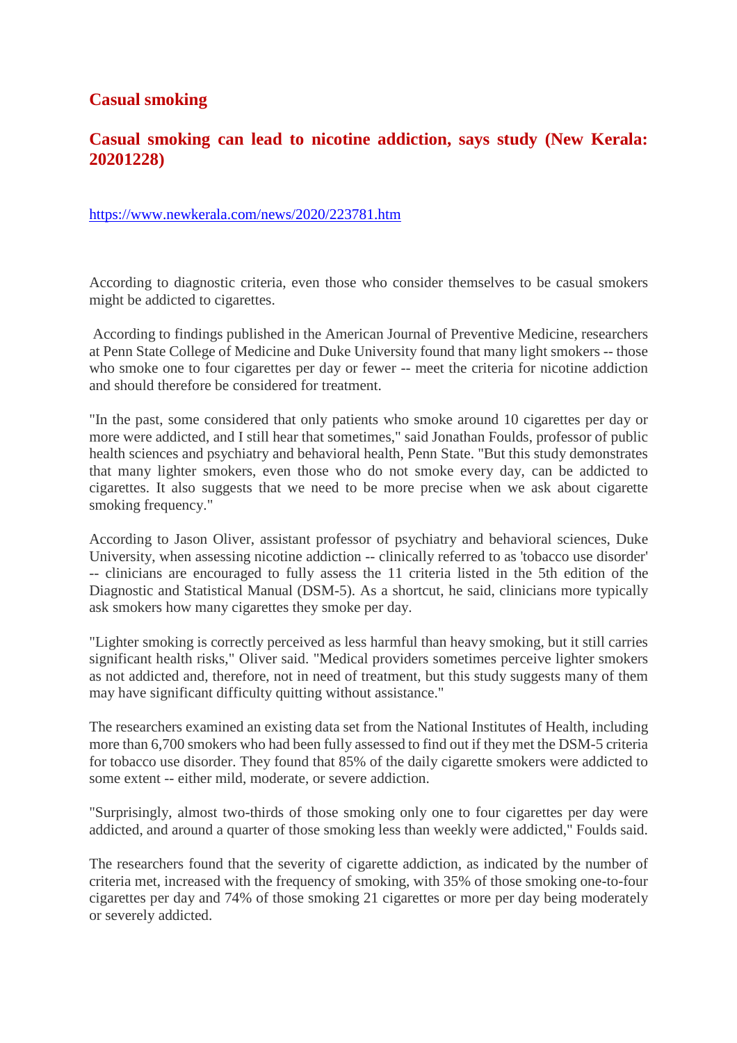# Casual smoking

## Casual smoking can lead to nicotine addiction, says study (New Kerala: 20201228)

https://www.newkerala.com/news/2020/223781.htm

According to diagnostic criteria, even those who consider themselves to be casual smokers might be addicted to cigarettes.

According to findings published in the American Journal of Preventive Medicine, researchers at Penn State College of Medicine and Duke University found that many light smokers -- those who smoke one to four cigarettes per day or fewer -- meet the criteria for nicotine addiction and should therefore be considered for treatment.

"In the past, some considered that only patients who smoke around 10 cigarettes per day or more were addicted, and I still hear that sometimes," said Jonathan Foulds, professor of public health sciences and psychiatry and behavioral health, Penn State. "But this study demonstrates that many lighter smokers, even those who do not smoke every day, can be addicted to cigarettes. It also suggests that we need to be more precise when we ask about cigarette smoking frequency."

According to Jason Oliver, assistant professor of psychiatry and behavioral sciences, Duke University, when assessing nicotine addiction -- clinically referred to as 'tobacco use disorder' -- clinicians are encouraged to fully assess the 11 criteria listed in the 5th edition of the Diagnostic and Statistical Manual (DSM-5). As a shortcut, he said, clinicians more typically ask smokers how many cigarettes they smoke per day.

"Lighter smoking is correctly perceived as less harmful than heavy smoking, but it still carries significant health risks," Oliver said. "Medical providers sometimes perceive lighter smokers as not addicted and, therefore, not in need of treatment, but this study suggests many of them may have significant difficulty quitting without assistance."

The researchers examined an existing data set from the National Institutes of Health, including more than 6,700 smokers who had been fully assessed to find out if they met the DSM-5 criteria for tobacco use disorder. They found that 85% of the daily cigarette smokers were addicted to some extent -- either mild, moderate, or severe addiction.

"Surprisingly, almost two-thirds of those smoking only one to four cigarettes per day were addicted, and around a quarter of those smoking less than weekly were addicted," Foulds said.

The researchers found that the severity of cigarette addiction, as indicated by the number of criteria met, increased with the frequency of smoking, with 35% of those smoking one-to-four cigarettes per day and 74% of those smoking 21 cigarettes or more per day being moderately or severely addicted.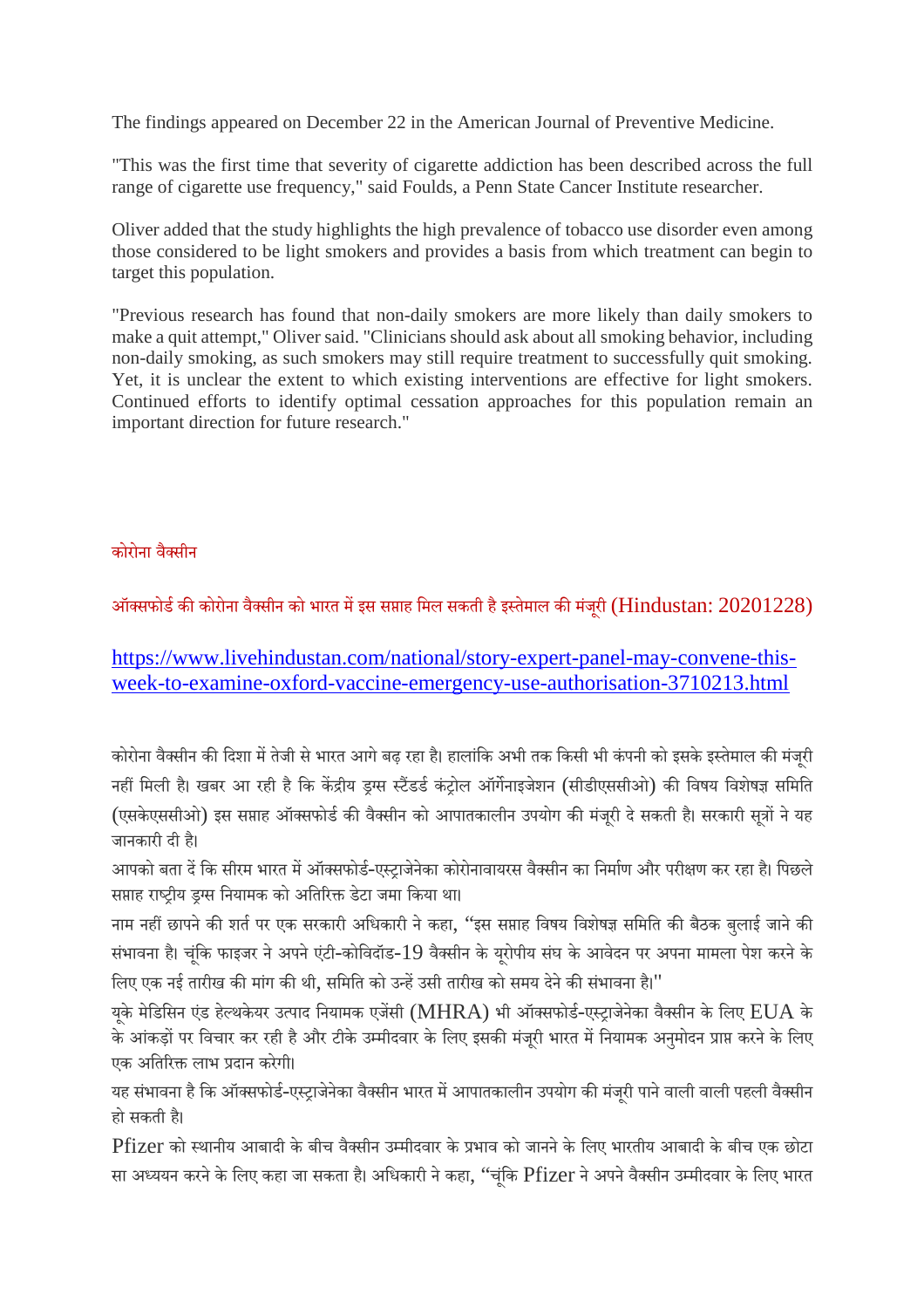The findings appeared on December 22 in the American Journal of Preventive Medicine.

"This was the first time that severity of cigarette addiction has been described across the full range of cigarette use frequency," said Foulds, a Penn State Cancer Institute researcher.

Oliver added that the study highlights the high prevalence of tobacco use disorder even among those considered to be light smokers and provides a basis from which treatment can begin to target this population.

"Previous research has found that non-daily smokers are more likely than daily smokers to make a quit attempt," Oliver said. "Clinicians should ask about all smoking behavior, including non-daily smoking, as such smokers may still require treatment to successfully quit smoking. Yet, it is unclear the extent to which existing interventions are effective for light smokers. Continued efforts to identify optimal cessation approaches for this population remain an important direction for future research."

## कोरोना वैक्सीन

### ऑक्सफोर्ड की कोरोना वैक्सीन को भारत में इस सप्ताह मिल सकती है इस्तेमाल की मंजूरी (Hindustan: 20201228)

https://www.livehindustan.com/national/story-expert-panel-may-convene-this-week-to-examine-oxford-vaccine-emergency-use-authorisation-3710213.html

कोरोना वैक्सीन की दिशा में तेजी से भारत आगे बढ़ रहा है। हालांकि अभी तक किसी भी कंपनी को इसके इस्तेमाल की मंजूरी नहीं मिली है। खबर आ रही है कि केंद्रीय ड्रग्स स्टैंडर्ड कंट्रोल ऑर्गेनाइजेशन (सीडीएससीओ) की विषय विशेषज्ञ समिति (एसकेएससीओ) इस सप्ताह ऑक्सफोर्ड की वैक्सीन को आपातकालीन उपयोग की मंजूरी दे सकती है। सरकारी सूत्रों ने यह जानकारी दी है।

आपको बता दें कि सीरम भारत में ऑक्सफोर्ड-एस्ट्राजेनेका कोरोनावायरस वैक्सीन का निर्माण और परीक्षण कर रहा है। पिछले सप्ताह राष्ट्रीय ड्रग्स नियामक को अतिरिक्त डेटा जमा किया था।

नाम नहीं छापने की शर्त पर एक सरकारी अधिकारी ने कहा, "इस सप्ताह विषय विशेषज्ञ समिति की बैठक बुलाई जाने की संभावना है। चूंकि फाइजर ने अपने एंटी-कोविडॉड-19 वैक्सीन के यूरोपीय संघ के आवेदन पर अपना मामला पेश करने के लिए एक नई तारीख की मांग की थी, समिति को उन्हें उसी तारीख को समय देने की संभावना है।"

यूके मेडिसिन एंड हेल्थकेयर उत्पाद नियामक एजेंसी (MHRA) भी ऑक्सफोर्ड-एस्ट्राजेनेका वैक्सीन के लिए EUA के के आंकड़ों पर विचार कर रही है और टीके उम्मीदवार के लिए इसकी मंजूरी भारत में नियामक अनुमोदन प्राप्त करने के लिए एक अतिरिक्त लाभ प्रदान करेगी।

यह संभावना है कि ऑक्सफोर्ड-एस्ट्राजेनेका वैक्सीन भारत में आपातकालीन उपयोग की मंजूरी पाने वाली वाली पहली वैक्सीन हो सकती है।

Pfizer को स्थानीय आबादी के बीच वैक्सीन उम्मीदवार के प्रभाव को जानने के लिए भारतीय आबादी के बीच एक छोटा सा अध्ययन करने के लिए कहा जा सकता है। अधिकारी ने कहा, "चूंकि Pfizer ने अपने वैक्सीन उम्मीदवार के लिए भारत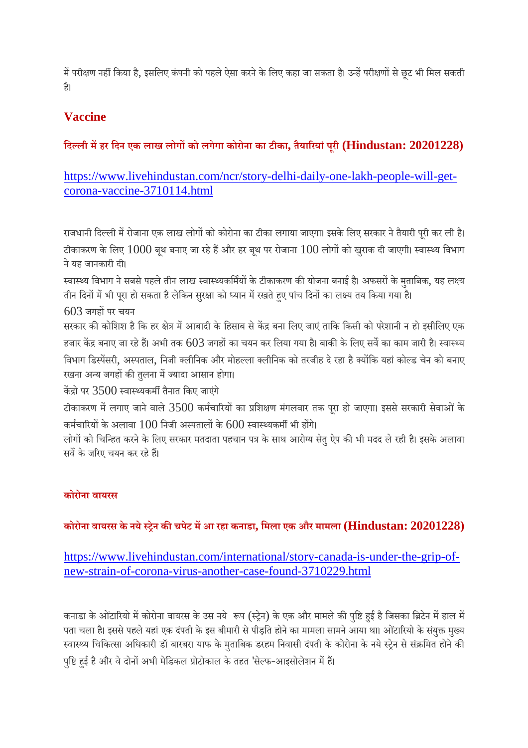में परीक्षण नहीं किया है, इसलिए कंपनी को पहले ऐसा करने के लिए कहा जा सकता है। उन्हें परीक्षणों से छूट भी मिल सकती है।

## Vaccine

### दिल्ली में हर दिन एक लाख लोगों को लगेगा कोरोना का टीका, तैयारियां पूरी (Hindustan: 20201228)

https://www.livehindustan.com/ncr/story-delhi-daily-one-lakh-people-will-get-corona-vaccine-3710114.html

राजधानी दिल्ली में रोजाना एक लाख लोगों को कोरोना का टीका लगाया जाएगा। इसके लिए सरकार ने तैयारी पूरी कर ली है। टीकाकरण के लिए 1000 बूथ बनाए जा रहे हैं और हर बूथ पर रोजाना 100 लोगों को खुराक दी जाएगी। स्वास्थ्य विभाग ने यह जानकारी दी।

स्वास्थ्य विभाग ने सबसे पहले तीन लाख स्वास्थ्यकर्मियों के टीकाकरण की योजना बनाई है। अफसरों के मुताबिक, यह लक्ष्य तीन दिनों में भी पूरा हो सकता है लेकिन सुरक्षा को ध्यान में रखते हुए पांच दिनों का लक्ष्य तय किया गया है।

603 जगहों पर चयन

सरकार की कोशिश है कि हर क्षेत्र में आबादी के हिसाब से केंद्र बना लिए जाएं ताकि किसी को परेशानी न हो इसीलिए एक हजार केंद्र बनाए जा रहे हैं। अभी तक 603 जगहों का चयन कर लिया गया है। बाकी के लिए सर्वे का काम जारी है। स्वास्थ्य विभाग डिस्पेंसरी, अस्पताल, निजी क्लीनिक और मोहल्ला क्लीनिक को तरजीह दे रहा है क्योंकि यहां कोल्ड चेन को बनाए रखना अन्य जगहों की तुलना में ज्यादा आसान होगा।

केंद्रो पर 3500 स्वास्थ्यकर्मी तैनात किए जाएंगे

टीकाकरण में लगाए जाने वाले 3500 कर्मचारियों का प्रशिक्षण मंगलवार तक पूरा हो जाएगा। इससे सरकारी सेवाओं के कर्मचारियों के अलावा 100 निजी अस्पतालों के 600 स्वास्थ्यकर्मी भी होंगे।

लोगों को चिन्हित करने के लिए सरकार मतदाता पहचान पत्र के साथ आरोग्य सेतु ऐप की भी मदद ले रही है। इसके अलावा सर्वे के जरिए चयन कर रहे हैं।

## कोरोना वायरस

### कोरोना वायरस के नये स्ट्रेन की चपेट में आ रहा कनाडा, मिला एक और मामला (Hindustan: 20201228)

https://www.livehindustan.com/international/story-canada-is-under-the-grip-of-new-strain-of-corona-virus-another-case-found-3710229.html

कनाडा के ओंटारियो में कोरोना वायरस के उस नये रूप (स्ट्रेन) के एक और मामले की पुष्टि हुई है जिसका ब्रिटेन में हाल में पता चला है। इससे पहले यहां एक दंपती के इस बीमारी से पीड़ित होने का मामला सामने आया था। ओंटारियो के संयुक्त मुख्य स्वास्थ्य चिकित्सा अधिकारी डॉ बारबरा याफ के मुताबिक डरहम निवासी दंपती के कोरोना के नये स्ट्रेन से संक्रमित होने की पुष्टि हुई है और वे दोनों अभी मेडिकल प्रोटोकाल के तहत 'सेल्फ-आइसोलेशन में हैं।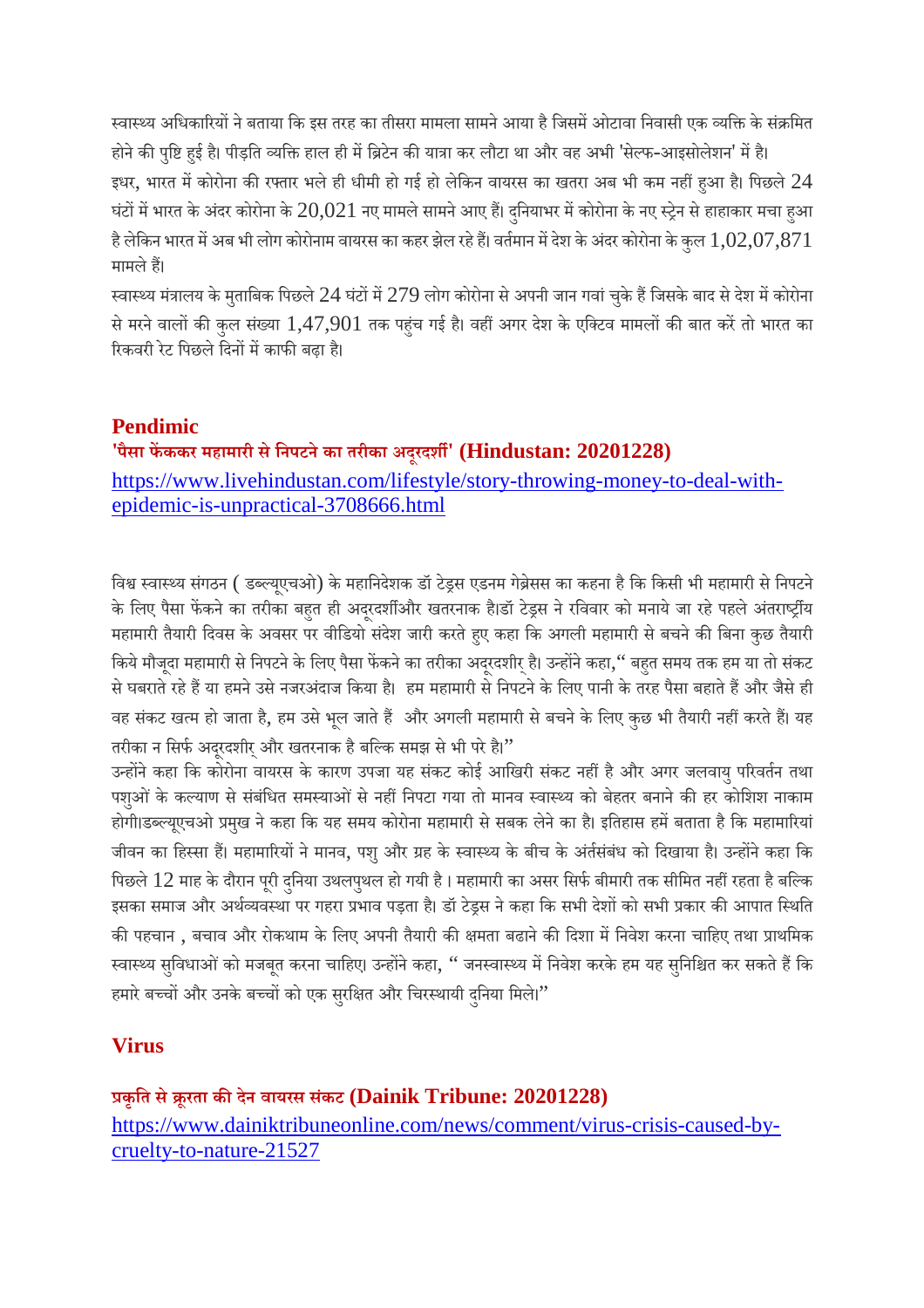स्वास्थ्य अधिकारियों ने बताया कि इस तरह का तीसरा मामला सामने आया है जिसमें ओटावा निवासी एक व्यक्ति के संक्रमित होने की पुष्टि हुई है। पीड़ति व्यक्ति हाल ही में ब्रिटेन की यात्रा कर लौटा था और वह अभी 'सेल्फ-आइसोलेशन' में है।

इधर, भारत में कोरोना की रफ्तार भले ही धीमी हो गई हो लेकिन वायरस का खतरा अब भी कम नहीं हुआ है। पिछले 24 घंटों में भारत के अंदर कोरोना के 20,021 नए मामले सामने आए हैं। दुनियाभर में कोरोना के नए स्ट्रेन से हाहाकार मचा हुआ है लेकिन भारत में अब भी लोग कोरोनाम वायरस का कहर झेल रहे हैं। वर्तमान में देश के अंदर कोरोना के कुल 1,02,07,871 मामले हैं।

स्वास्थ्य मंत्रालय के मुताबिक पिछले 24 घंटों में 279 लोग कोरोना से अपनी जान गवां चुके हैं जिसके बाद से देश में कोरोना से मरने वालों की कुल संख्या 1,47,901 तक पहुंच गई है। वहीं अगर देश के एक्टिव मामलों की बात करें तो भारत का रिकवरी रेट पिछले दिनों में काफी बढ़ा है।

## Pendimic

### 'पैसा फेंककर महामारी से निपटने का तरीका अदूरदर्शी' (Hindustan: 20201228)

https://www.livehindustan.com/lifestyle/story-throwing-money-to-deal-with-epidemic-is-unpractical-3708666.html

विश्व स्वास्थ्य संगठन ( डब्ल्यूएचओ) के महानिदेशक डॉ टेड्रस एडनम गेब्रेसस का कहना है कि किसी भी महामारी से निपटने के लिए पैसा फेंकने का तरीका बहुत ही अदूरदर्शीऔर खतरनाक है।डॉ टेड्रस ने रविवार को मनाये जा रहे पहले अंतराष्ट्रीय महामारी तैयारी दिवस के अवसर पर वीडियो संदेश जारी करते हुए कहा कि अगली महामारी से बचने की बिना कुछ तैयारी किये मौजूदा महामारी से निपटने के लिए पैसा फेंकने का तरीका अदूरदशीर् है। उन्होंने कहा," बहुत समय तक हम या तो संकट से घबराते रहे हैं या हमने उसे नजरअंदाज किया है। हम महामारी से निपटने के लिए पानी के तरह पैसा बहाते हैं और जैसे ही वह संकट खत्म हो जाता है, हम उसे भूल जाते हैं और अगली महामारी से बचने के लिए कुछ भी तैयारी नहीं करते हैं। यह तरीका न सिर्फ अदूरदशीर् और खतरनाक है बल्कि समझ से भी परे है।"

उन्होंने कहा कि कोरोना वायरस के कारण उपजा यह संकट कोई आखिरी संकट नहीं है और अगर जलवायु परिवर्तन तथा पशुओं के कल्याण से संबंधित समस्याओं से नहीं निपटा गया तो मानव स्वास्थ्य को बेहतर बनाने की हर कोशिश नाकाम होगी।डब्ल्यूएचओ प्रमुख ने कहा कि यह समय कोरोना महामारी से सबक लेने का है। इतिहास हमें बताता है कि महामारियां जीवन का हिस्सा हैं। महामारियों ने मानव, पशु और ग्रह के स्वास्थ्य के बीच के अंर्तसंबंध को दिखाया है। उन्होंने कहा कि पिछले 12 माह के दौरान पूरी दुनिया उथलपुथल हो गयी है । महामारी का असर सिर्फ बीमारी तक सीमित नहीं रहता है बल्कि इसका समाज और अर्थव्यवस्था पर गहरा प्रभाव पड़ता है। डॉ टेड्रस ने कहा कि सभी देशों को सभी प्रकार की आपात स्थिति की पहचान , बचाव और रोकथाम के लिए अपनी तैयारी की क्षमता बढाने की दिशा में निवेश करना चाहिए तथा प्राथमिक स्वास्थ्य सुविधाओं को मजबूत करना चाहिए। उन्होंने कहा, " जनस्वास्थ्य में निवेश करके हम यह सुनिश्चित कर सकते हैं कि हमारे बच्चों और उनके बच्चों को एक सुरक्षित और चिरस्थायी दुनिया मिले।"

## Virus

### प्रकृति से क्रूरता की देन वायरस संकट (Dainik Tribune: 20201228)

https://www.dainiktribuneonline.com/news/comment/virus-crisis-caused-by-cruelty-to-nature-21527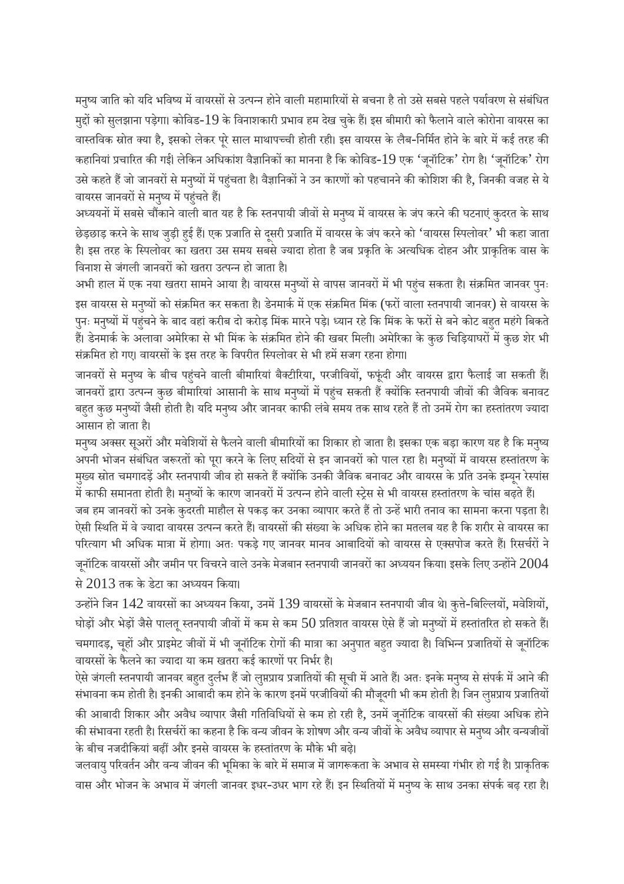मनुष्य जाति को यदि भविष्य में वायरसों से उत्पन्न होने वाली महामारियों से बचना है तो उसे सबसे पहले पर्यावरण से संबंधित मुद्दों को सुलझाना पड़ेगा। कोविड-19 के विनाशकारी प्रभाव हम देख चुके हैं। इस बीमारी को फैलाने वाले कोरोना वायरस का वास्तविक स्रोत क्या है, इसको लेकर पूरे साल माथापच्ची होती रही। इस वायरस के लैब-निर्मित होने के बारे में कई तरह की कहानियां प्रचारित की गई। लेकिन अधिकांश वैज्ञानिकों का मानना है कि कोविड-19 एक 'जूनॉटिक' रोग है। 'जूनॉटिक' रोग उसे कहते हैं जो जानवरों से मनुष्यों में पहुंचता है। वैज्ञानिकों ने उन कारणों को पहचानने की कोशिश की है, जिनकी वजह से ये वायरस जानवरों से मनुष्य में पहुंचते हैं।

अध्ययनों में सबसे चौंकाने वाली बात यह है कि स्तनपायी जीवों से मनुष्य में वायरस के जंप करने की घटनाएं कुदरत के साथ छेड़छाड़ करने के साथ जुड़ी हुई हैं। एक प्रजाति से दूसरी प्रजाति में वायरस के जंप करने को 'वायरस स्पिलोवर' भी कहा जाता है। इस तरह के स्पिलोवर का खतरा उस समय सबसे ज्यादा होता है जब प्रकृति के अत्यधिक दोहन और प्राकृतिक वास के विनाश से जंगली जानवरों को खतरा उत्पन्न हो जाता है।

अभी हाल में एक नया खतरा सामने आया है। वायरस मनुष्यों से वापस जानवरों में भी पहुंच सकता है। संक्रमित जानवर पुनः इस वायरस से मनुष्यों को संक्रमित कर सकता है। डेनमार्क में एक संक्रमित मिंक (फरों वाला स्तनपायी जानवर) से वायरस के पुनः मनुष्यों में पहुंचने के बाद वहां करीब दो करोड़ मिंक मारने पड़े। ध्यान रहे कि मिंक के फरों से बने कोट बहुत महंगे बिकते हैं। डेनमार्क के अलावा अमेरिका से भी मिंक के संक्रमित होने की खबर मिली। अमेरिका के कुछ चिड़ियाघरों में कुछ शेर भी संक्रमित हो गए। वायरसों के इस तरह के विपरीत स्पिलोवर से भी हमें सजग रहना होगा।

जानवरों से मनुष्य के बीच पहुंचने वाली बीमारियां बैक्टीरिया, परजीवियों, फफूंदी और वायरस द्वारा फैलाई जा सकती हैं। जानवरों द्वारा उत्पन्न कुछ बीमारियां आसानी के साथ मनुष्यों में पहुंच सकती हैं क्योंकि स्तनपायी जीवों की जैविक बनावट बहुत कुछ मनुष्यों जैसी होती है। यदि मनुष्य और जानवर काफी लंबे समय तक साथ रहते हैं तो उनमें रोग का हस्तांतरण ज्यादा आसान हो जाता है।

मनुष्य अक्सर सूअरों और मवेशियों से फैलने वाली बीमारियों का शिकार हो जाता है। इसका एक बड़ा कारण यह है कि मनुष्य अपनी भोजन संबंधित जरूरतों को पूरा करने के लिए सदियों से इन जानवरों को पाल रहा है। मनुष्यों में वायरस हस्तांतरण के मुख्य स्रोत चमगादड़ें और स्तनपायी जीव हो सकते हैं क्योंकि उनकी जैविक बनावट और वायरस के प्रति उनके इम्यून रेस्पांस में काफी समानता होती है। मनुष्यों के कारण जानवरों में उत्पन्न होने वाली स्ट्रेस से भी वायरस हस्तांतरण के चांस बढ़ते हैं। जब हम जानवरों को उनके कुदरती माहौल से पकड़ कर उनका व्यापार करते हैं तो उन्हें भारी तनाव का सामना करना पड़ता है। ऐसी स्थिति में वे ज्यादा वायरस उत्पन्न करते हैं। वायरसों की संख्या के अधिक होने का मतलब यह है कि शरीर से वायरस का परित्याग भी अधिक मात्रा में होगा। अतः पकड़े गए जानवर मानव आबादियों को वायरस से एक्सपोज करते हैं। रिसर्चरों ने जूनॉटिक वायरसों और जमीन पर विचरने वाले उनके मेजबान स्तनपायी जानवरों का अध्ययन किया। इसके लिए उन्होंने 2004 से 2013 तक के डेटा का अध्ययन किया।

उन्होंने जिन 142 वायरसों का अध्ययन किया, उनमें 139 वायरसों के मेजबान स्तनपायी जीव थे। कुत्ते-बिल्लियों, मवेशियों, घोड़ों और भेड़ों जैसे पालतू स्तनपायी जीवों में कम से कम 50 प्रतिशत वायरस ऐसे हैं जो मनुष्यों में हस्तांतरित हो सकते हैं। चमगादड़, चूहों और प्राइमेट जीवों में भी जूनॉटिक रोगों की मात्रा का अनुपात बहुत ज्यादा है। विभिन्न प्रजातियों से जूनॉटिक वायरसों के फैलने का ज्यादा या कम खतरा कई कारणों पर निर्भर है।

ऐसे जंगली स्तनपायी जानवर बहुत दुर्लभ हैं जो लुप्तप्राय प्रजातियों की सूची में आते हैं। अतः इनके मनुष्य से संपर्क में आने की संभावना कम होती है। इनकी आबादी कम होने के कारण इनमें परजीवियों की मौजूदगी भी कम होती है। जिन लुप्तप्राय प्रजातियों की आबादी शिकार और अवैध व्यापार जैसी गतिविधियों से कम हो रही है, उनमें जूनॉटिक वायरसों की संख्या अधिक होने की संभावना रहती है। रिसर्चरों का कहना है कि वन्य जीवन के शोषण और वन्य जीवों के अवैध व्यापार से मनुष्य और वन्यजीवों के बीच नजदीकियां बढ़ीं और इनसे वायरस के हस्तांतरण के मौके भी बढ़े।

जलवायु परिवर्तन और वन्य जीवन की भूमिका के बारे में समाज में जागरूकता के अभाव से समस्या गंभीर हो गई है। प्राकृतिक वास और भोजन के अभाव में जंगली जानवर इधर-उधर भाग रहे हैं। इन स्थितियों में मनुष्य के साथ उनका संपर्क बढ़ रहा है।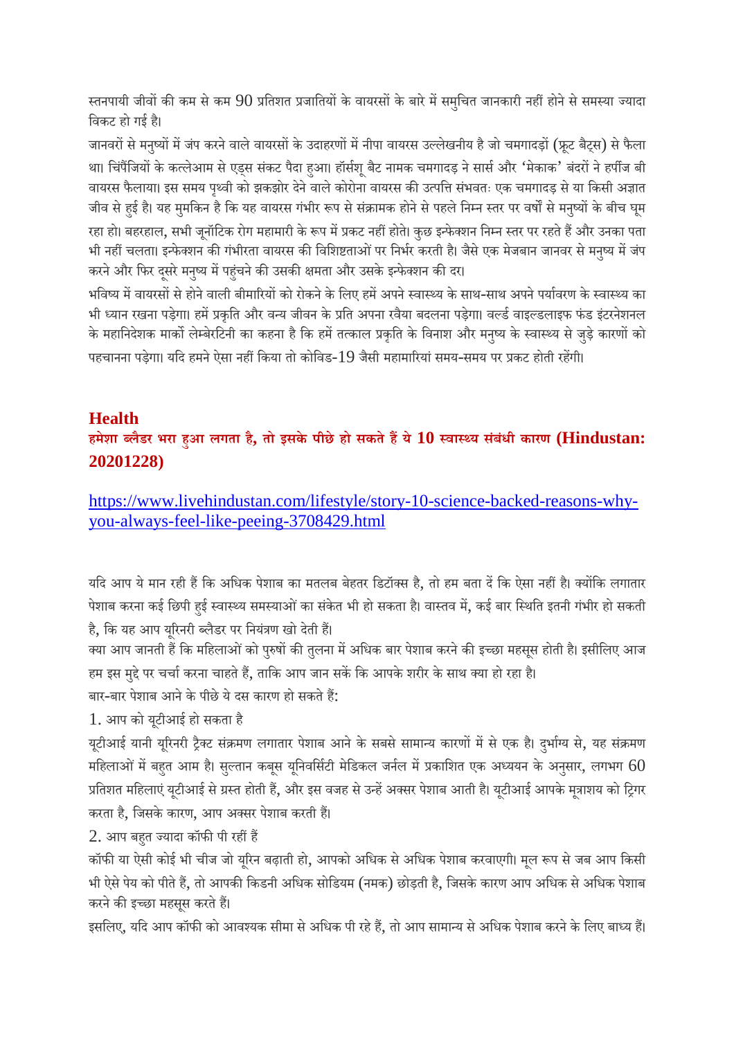स्तनपायी जीवों की कम से कम 90 प्रतिशत प्रजातियों के वायरसों के बारे में समुचित जानकारी नहीं होने से समस्या ज्यादा विकट हो गई है।

जानवरों से मनुष्यों में जंप करने वाले वायरसों के उदाहरणों में नीपा वायरस उल्लेखनीय है जो चमगादड़ों (फ्रूट बैट्स) से फैला था। चिंपैंजियों के कत्लेआम से एड्स संकट पैदा हुआ। हॉर्सशू बैट नामक चमगादड़ ने सार्स और 'मेकाक' बंदरों ने हर्पीज बी वायरस फैलाया। इस समय पृथ्वी को झकझोर देने वाले कोरोना वायरस की उत्पत्ति संभवतः एक चमगादड़ से या किसी अज्ञात जीव से हुई है। यह मुमकिन है कि यह वायरस गंभीर रूप से संक्रामक होने से पहले निम्न स्तर पर वर्षों से मनुष्यों के बीच घूम रहा हो। बहरहाल, सभी जूनॉटिक रोग महामारी के रूप में प्रकट नहीं होते। कुछ इन्फेक्शन निम्न स्तर पर रहते हैं और उनका पता भी नहीं चलता। इन्फेक्शन की गंभीरता वायरस की विशिष्टताओं पर निर्भर करती है। जैसे एक मेजबान जानवर से मनुष्य में जंप करने और फिर दूसरे मनुष्य में पहुंचने की उसकी क्षमता और उसके इन्फेक्शन की दर।

भविष्य में वायरसों से होने वाली बीमारियों को रोकने के लिए हमें अपने स्वास्थ्य के साथ-साथ अपने पर्यावरण के स्वास्थ्य का भी ध्यान रखना पड़ेगा। हमें प्रकृति और वन्य जीवन के प्रति अपना रवैया बदलना पड़ेगा। वर्ल्ड वाइल्डलाइफ फंड इंटरनेशनल के महानिदेशक मार्को लेम्बेरटिनी का कहना है कि हमें तत्काल प्रकृति के विनाश और मनुष्य के स्वास्थ्य से जुड़े कारणों को पहचानना पड़ेगा। यदि हमने ऐसा नहीं किया तो कोविड-19 जैसी महामारियां समय-समय पर प्रकट होती रहेंगी।

## Health

### हमेशा ब्लैडर भरा हुआ लगता है, तो इसके पीछे हो सकते हैं ये 10 स्वास्थ्य संबंधी कारण (Hindustan: 20201228)

https://www.livehindustan.com/lifestyle/story-10-science-backed-reasons-why-you-always-feel-like-peeing-3708429.html

यदि आप ये मान रही हैं कि अधिक पेशाब का मतलब बेहतर डिटॉक्स है, तो हम बता दें कि ऐसा नहीं है। क्योंकि लगातार पेशाब करना कई छिपी हुई स्वास्थ्य समस्याओं का संकेत भी हो सकता है। वास्तव में, कई बार स्थिति इतनी गंभीर हो सकती है, कि यह आप यूरिनरी ब्लैडर पर नियंत्रण खो देती हैं।

क्या आप जानती हैं कि महिलाओं को पुरुषों की तुलना में अधिक बार पेशाब करने की इच्छा महसूस होती है। इसीलिए आज हम इस मुद्दे पर चर्चा करना चाहते हैं, ताकि आप जान सकें कि आपके शरीर के साथ क्या हो रहा है।

बार-बार पेशाब आने के पीछे ये दस कारण हो सकते हैं:

1. आप को यूटीआई हो सकता है

यूटीआई यानी यूरिनरी ट्रैक्ट संक्रमण लगातार पेशाब आने के सबसे सामान्य कारणों में से एक है। दुर्भाग्य से, यह संक्रमण महिलाओं में बहुत आम है। सुल्तान कबूस यूनिवर्सिटी मेडिकल जर्नल में प्रकाशित एक अध्ययन के अनुसार, लगभग 60 प्रतिशत महिलाएं यूटीआई से ग्रस्त होती हैं, और इस वजह से उन्हें अक्सर पेशाब आती है। यूटीआई आपके मूत्राशय को ट्रिगर करता है, जिसके कारण, आप अक्सर पेशाब करती हैं।

2. आप बहुत ज्यादा कॉफी पी रहीं हैं

कॉफी या ऐसी कोई भी चीज जो यूरिन बढ़ाती हो, आपको अधिक से अधिक पेशाब करवाएगी। मूल रूप से जब आप किसी भी ऐसे पेय को पीते हैं, तो आपकी किडनी अधिक सोडियम (नमक) छोड़ती है, जिसके कारण आप अधिक से अधिक पेशाब करने की इच्छा महसूस करते हैं।

इसलिए, यदि आप कॉफी को आवश्यक सीमा से अधिक पी रहे हैं, तो आप सामान्य से अधिक पेशाब करने के लिए बाध्य हैं।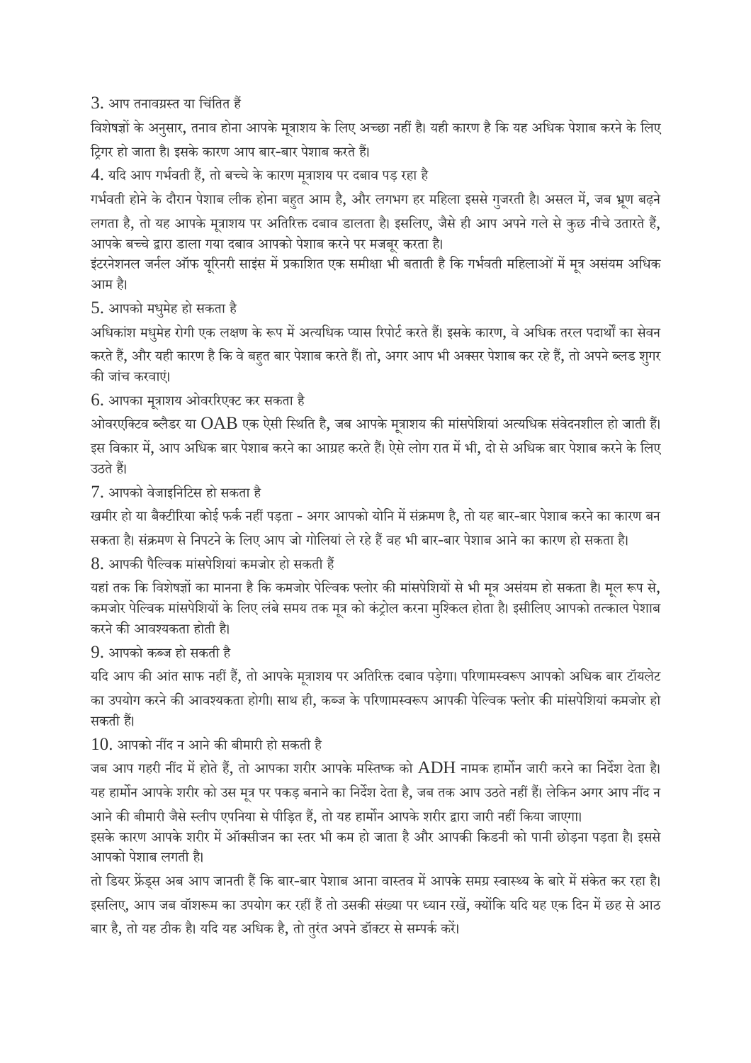3. आप तनावग्रस्त या चिंतित हैं

विशेषज्ञों के अनुसार, तनाव होना आपके मूत्राशय के लिए अच्छा नहीं है। यही कारण है कि यह अधिक पेशाब करने के लिए ट्रिगर हो जाता है। इसके कारण आप बार-बार पेशाब करते हैं।

4. यदि आप गर्भवती हैं, तो बच्चे के कारण मूत्राशय पर दबाव पड़ रहा है

गर्भवती होने के दौरान पेशाब लीक होना बहुत आम है, और लगभग हर महिला इससे गुजरती है। असल में, जब भ्रूण बढ़ने लगता है, तो यह आपके मूत्राशय पर अतिरिक्त दबाव डालता है। इसलिए, जैसे ही आप अपने गले से कुछ नीचे उतारते हैं, आपके बच्चे द्वारा डाला गया दबाव आपको पेशाब करने पर मजबूर करता है।

इंटरनेशनल जर्नल ऑफ यूरिनरी साइंस में प्रकाशित एक समीक्षा भी बताती है कि गर्भवती महिलाओं में मूत्र असंयम अधिक आम है।

5. आपको मधुमेह हो सकता है

अधिकांश मधुमेह रोगी एक लक्षण के रूप में अत्यधिक प्यास रिपोर्ट करते हैं। इसके कारण, वे अधिक तरल पदार्थों का सेवन करते हैं, और यही कारण है कि वे बहुत बार पेशाब करते हैं। तो, अगर आप भी अक्सर पेशाब कर रहे हैं, तो अपने ब्लड शुगर की जांच करवाएं।

6. आपका मूत्राशय ओवररिएक्ट कर सकता है

ओवरएक्टिव ब्लैडर या OAB एक ऐसी स्थिति है, जब आपके मूत्राशय की मांसपेशियां अत्यधिक संवेदनशील हो जाती हैं। इस विकार में, आप अधिक बार पेशाब करने का आग्रह करते हैं। ऐसे लोग रात में भी, दो से अधिक बार पेशाब करने के लिए उठते हैं।

7. आपको वेजाइनिटिस हो सकता है

खमीर हो या बैक्टीरिया कोई फर्क नहीं पड़ता - अगर आपको योनि में संक्रमण है, तो यह बार-बार पेशाब करने का कारण बन सकता है। संक्रमण से निपटने के लिए आप जो गोलियां ले रहे हैं वह भी बार-बार पेशाब आने का कारण हो सकता है।

8. आपकी पैल्विक मांसपेशियां कमजोर हो सकती हैं

यहां तक कि विशेषज्ञों का मानना है कि कमजोर पेल्विक फ्लोर की मांसपेशियों से भी मूत्र असंयम हो सकता है। मूल रूप से, कमजोर पेल्विक मांसपेशियों के लिए लंबे समय तक मूत्र को कंट्रोल करना मुश्किल होता है। इसीलिए आपको तत्काल पेशाब करने की आवश्यकता होती है।

9. आपको कब्ज हो सकती है

यदि आप की आंत साफ नहीं हैं, तो आपके मूत्राशय पर अतिरिक्त दबाव पड़ेगा। परिणामस्वरूप आपको अधिक बार टॉयलेट का उपयोग करने की आवश्यकता होगी। साथ ही, कब्ज के परिणामस्वरूप आपकी पेल्विक फ्लोर की मांसपेशियां कमजोर हो सकती हैं।

10. आपको नींद न आने की बीमारी हो सकती है

जब आप गहरी नींद में होते हैं, तो आपका शरीर आपके मस्तिष्क को ADH नामक हार्मोन जारी करने का निर्देश देता है। यह हार्मोन आपके शरीर को उस मूत्र पर पकड़ बनाने का निर्देश देता है, जब तक आप उठते नहीं हैं। लेकिन अगर आप नींद न आने की बीमारी जैसे स्लीप एपनिया से पीड़ित हैं, तो यह हार्मोन आपके शरीर द्वारा जारी नहीं किया जाएगा।

इसके कारण आपके शरीर में ऑक्सीजन का स्तर भी कम हो जाता है और आपकी किडनी को पानी छोड़ना पड़ता है। इससे आपको पेशाब लगती है।

तो डियर फ्रेंड्स अब आप जानती हैं कि बार-बार पेशाब आना वास्तव में आपके समग्र स्वास्थ्य के बारे में संकेत कर रहा है। इसलिए, आप जब वॉशरूम का उपयोग कर रहीं हैं तो उसकी संख्या पर ध्यान रखें, क्योंकि यदि यह एक दिन में छह से आठ बार है, तो यह ठीक है। यदि यह अधिक है, तो तुरंत अपने डॉक्टर से सम्पर्क करें।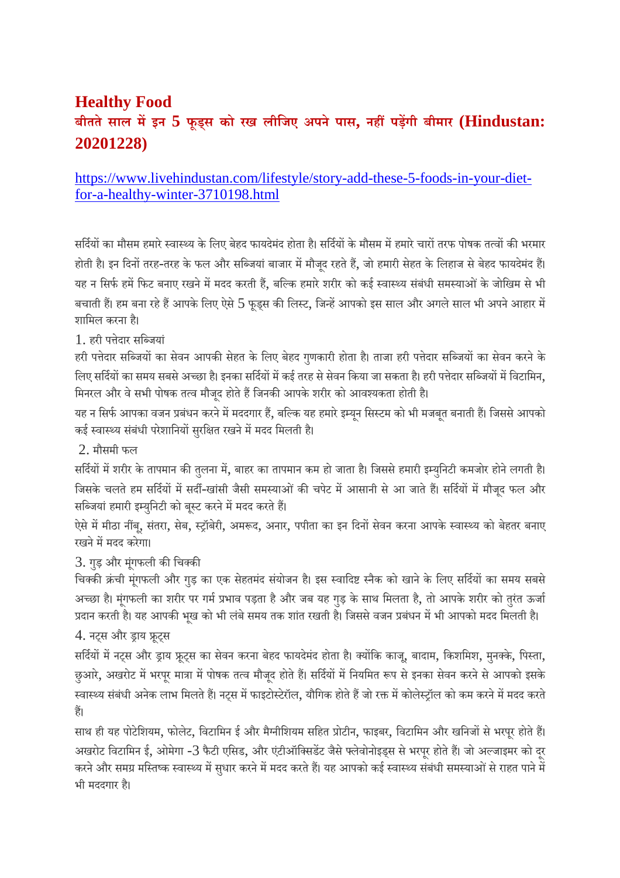# Healthy Food

## बीतते साल में इन 5 फूड्स को रख लीजिए अपने पास, नहीं पड़ेंगी बीमार (Hindustan: 20201228)

https://www.livehindustan.com/lifestyle/story-add-these-5-foods-in-your-diet-for-a-healthy-winter-3710198.html

सर्दियों का मौसम हमारे स्वास्थ्य के लिए बेहद फायदेमंद होता है। सर्दियों के मौसम में हमारे चारों तरफ पोषक तत्वों की भरमार होती है। इन दिनों तरह-तरह के फल और सब्जियां बाजार में मौजूद रहते हैं, जो हमारी सेहत के लिहाज से बेहद फायदेमंद हैं। यह न सिर्फ हमें फिट बनाए रखने में मदद करती हैं, बल्कि हमारे शरीर को कई स्वास्थ्य संबंधी समस्याओं के जोखिम से भी बचाती हैं। हम बना रहे हैं आपके लिए ऐसे 5 फूड्स की लिस्ट, जिन्हें आपको इस साल और अगले साल भी अपने आहार में शामिल करना है।

1. हरी पत्तेदार सब्जियां

हरी पत्तेदार सब्जियों का सेवन आपकी सेहत के लिए बेहद गुणकारी होता है। ताजा हरी पत्तेदार सब्जियों का सेवन करने के लिए सर्दियों का समय सबसे अच्छा है। इनका सर्दियों में कई तरह से सेवन किया जा सकता है। हरी पत्तेदार सब्जियों में विटामिन, मिनरल और वे सभी पोषक तत्व मौजूद होते हैं जिनकी आपके शरीर को आवश्यकता होती है।

यह न सिर्फ आपका वजन प्रबंधन करने में मददगार हैं, बल्कि यह हमारे इम्यून सिस्टम को भी मजबूत बनाती हैं। जिससे आपको कई स्वास्थ्य संबंधी परेशानियों सुरक्षित रखने में मदद मिलती है।

2. मौसमी फल

सर्दियों में शरीर के तापमान की तुलना में, बाहर का तापमान कम हो जाता है। जिससे हमारी इम्युनिटी कमजोर होने लगती है। जिसके चलते हम सर्दियों में सर्दी-खांसी जैसी समस्याओं की चपेट में आसानी से आ जाते हैं। सर्दियों में मौजूद फल और सब्जियां हमारी इम्युनिटी को बूस्ट करने में मदद करते हैं।

ऐसे में मीठा नींबू, संतरा, सेब, स्ट्रॉबेरी, अमरूद, अनार, पपीता का इन दिनों सेवन करना आपके स्वास्थ्य को बेहतर बनाए रखने में मदद करेगा।

3. गुड़ और मूंगफली की चिक्की

चिक्की क्रंची मूंगफली और गुड़ का एक सेहतमंद संयोजन है। इस स्वादिष्ट स्नैक को खाने के लिए सर्दियों का समय सबसे अच्छा है। मूंगफली का शरीर पर गर्म प्रभाव पड़ता है और जब यह गुड़ के साथ मिलता है, तो आपके शरीर को तुरंत ऊर्जा प्रदान करती है। यह आपकी भूख को भी लंबे समय तक शांत रखती है। जिससे वजन प्रबंधन में भी आपको मदद मिलती है।

4. नट्स और ड्राय फ्रूट्स

सर्दियों में नट्स और ड्राय फ्रूट्स का सेवन करना बेहद फायदेमंद होता है। क्योंकि काजू, बादाम, किशमिश, मुनक्के, पिस्ता, छुआरे, अखरोट में भरपूर मात्रा में पोषक तत्व मौजूद होते हैं। सर्दियों में नियमित रूप से इनका सेवन करने से आपको इसके स्वास्थ्य संबंधी अनेक लाभ मिलते हैं। नट्स में फाइटोस्टेरॉल, यौगिक होते हैं जो रक्त में कोलेस्ट्रॉल को कम करने में मदद करते हैं।

साथ ही यह पोटेशियम, फोलेट, विटामिन ई और मैग्नीशियम सहित प्रोटीन, फाइबर, विटामिन और खनिजों से भरपूर होते हैं। अखरोट विटामिन ई, ओमेगा -3 फैटी एसिड, और एंटीऑक्सिडेंट जैसे फ्लेवोनोइड्स से भरपूर होते हैं। जो अल्जाइमर को दूर करने और समग्र मस्तिष्क स्वास्थ्य में सुधार करने में मदद करते हैं। यह आपको कई स्वास्थ्य संबंधी समस्याओं से राहत पाने में भी मददगार है।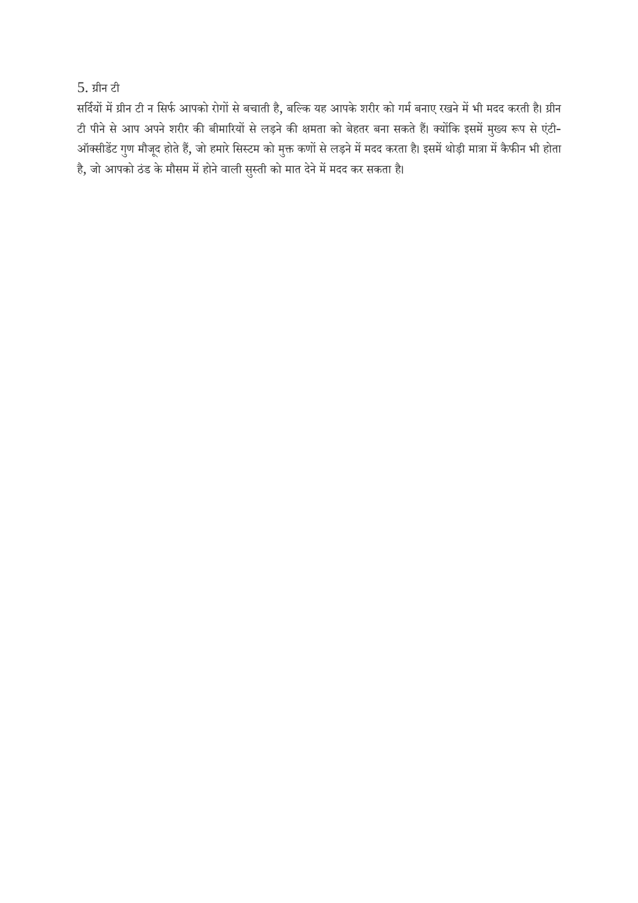5. ग्रीन टी

सर्दियों में ग्रीन टी न सिर्फ आपको रोगों से बचाती है, बल्कि यह आपके शरीर को गर्म बनाए रखने में भी मदद करती है। ग्रीन टी पीने से आप अपने शरीर की बीमारियों से लड़ने की क्षमता को बेहतर बना सकते हैं। क्योंकि इसमें मुख्य रूप से एंटी-ऑक्सीडेंट गुण मौजूद होते हैं, जो हमारे सिस्टम को मुक्त कणों से लड़ने में मदद करता है। इसमें थोड़ी मात्रा में कैफीन भी होता है, जो आपको ठंड के मौसम में होने वाली सुस्ती को मात देने में मदद कर सकता है।